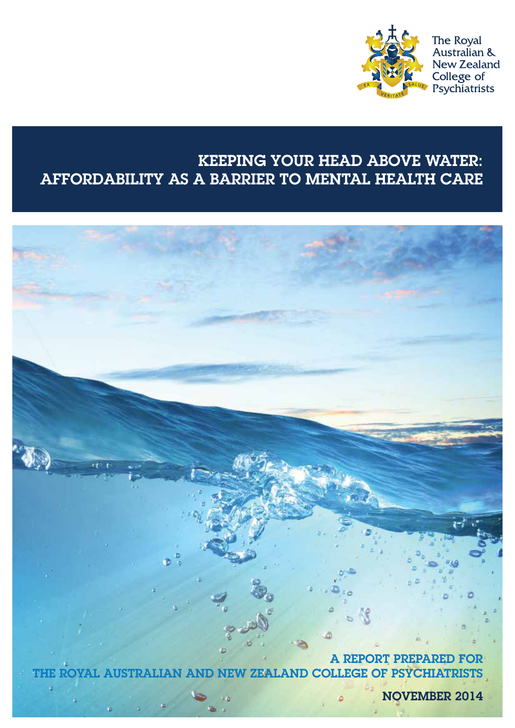The Royal Australian & New Zealand College of Psychiatrists

# KEEPING YOUR HEAD ABOVE WATER: AFFORDABILITY AS A BARRIER TO MENTAL HEALTH CARE

A REPORT PREPARED FOR THE ROYAL AUSTRALIAN AND NEW ZEALAND COLLEGE OF PSYCHIATRISTS

NOVEMBER 2014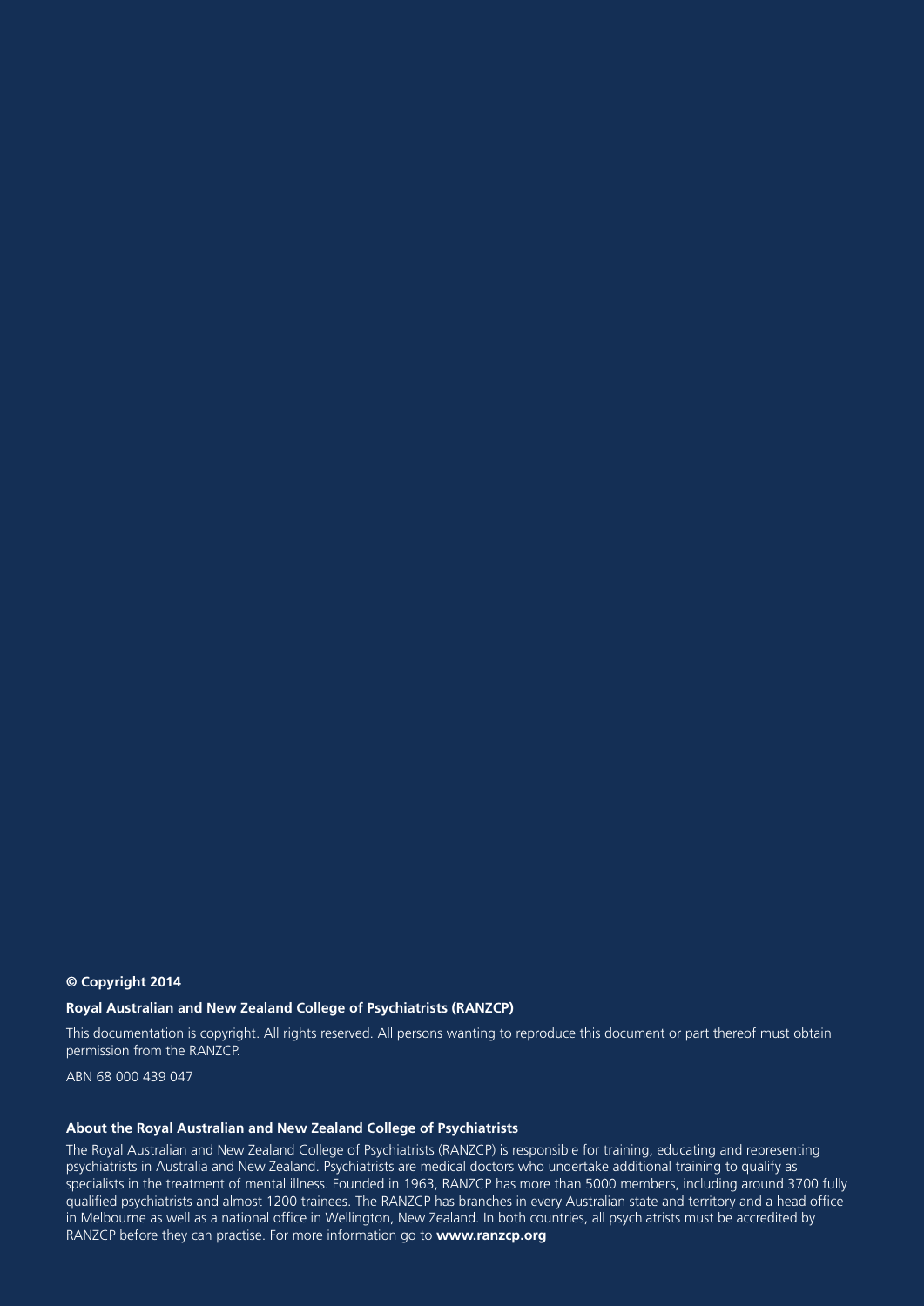**© Copyright 2014**

**Royal Australian and New Zealand College of Psychiatrists (RANZCP)**

This documentation is copyright. All rights reserved. All persons wanting to reproduce this document or part thereof must obtain permission from the RANZCP.

ABN 68 000 439 047

**About the Royal Australian and New Zealand College of Psychiatrists**

The Royal Australian and New Zealand College of Psychiatrists (RANZCP) is responsible for training, educating and representing psychiatrists in Australia and New Zealand. Psychiatrists are medical doctors who undertake additional training to qualify as specialists in the treatment of mental illness. Founded in 1963, RANZCP has more than 5000 members, including around 3700 fully qualified psychiatrists and almost 1200 trainees. The RANZCP has branches in every Australian state and territory and a head office in Melbourne as well as a national office in Wellington, New Zealand. In both countries, all psychiatrists must be accredited by RANZCP before they can practise. For more information go to **www.ranzcp.org**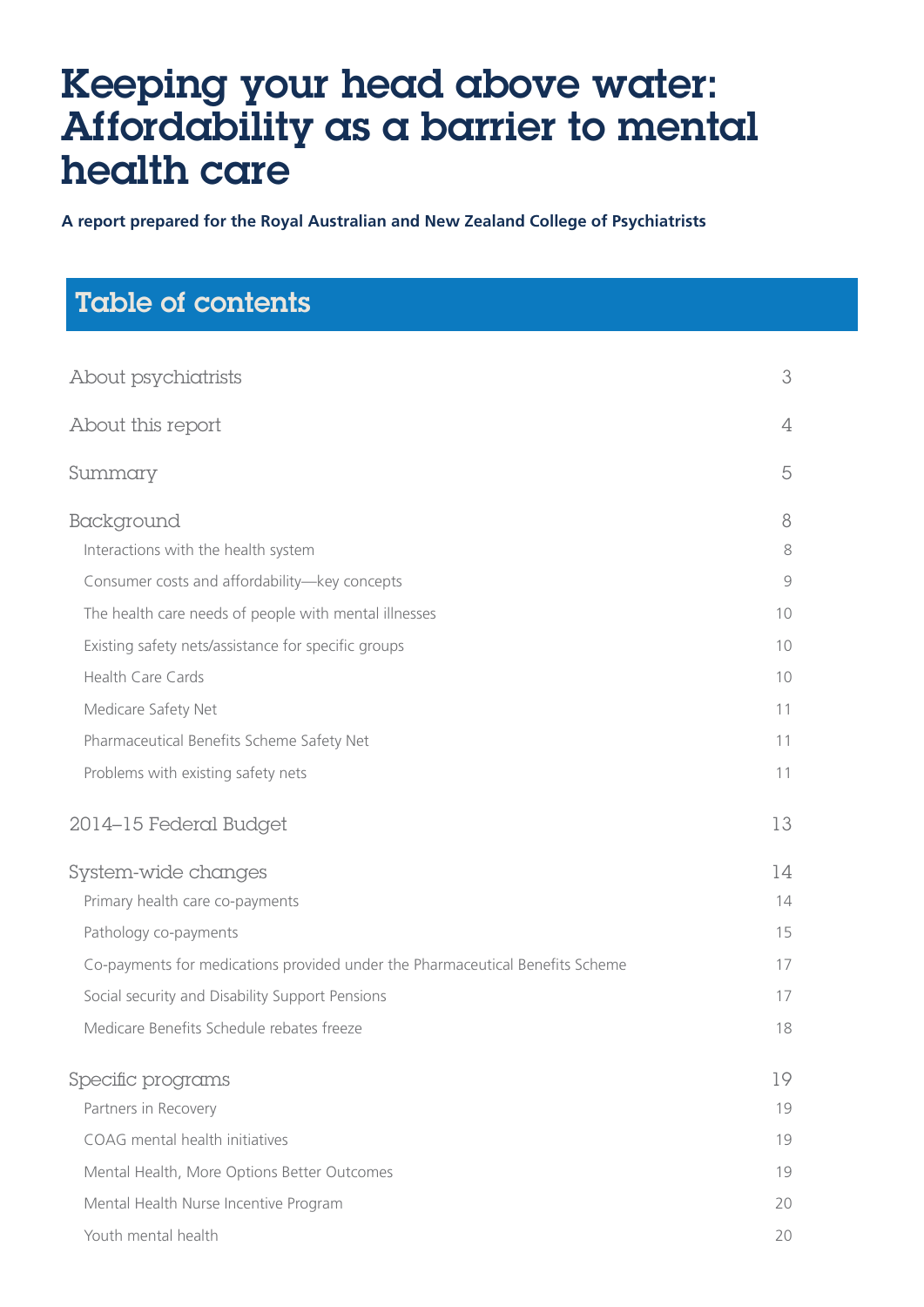# Keeping your head above water: Affordability as a barrier to mental health care

**A report prepared for the Royal Australian and New Zealand College of Psychiatrists**

## Table of contents

| | |
|---|---|
| About psychiatrists | 3 |
| About this report | 4 |
| Summary | 5 |
| Background | 8 |
| Interactions with the health system | 8 |
| Consumer costs and affordability—key concepts | 9 |
| The health care needs of people with mental illnesses | 10 |
| Existing safety nets/assistance for specific groups | 10 |
| Health Care Cards | 10 |
| Medicare Safety Net | 11 |
| Pharmaceutical Benefits Scheme Safety Net | 11 |
| Problems with existing safety nets | 11 |
| 2014–15 Federal Budget | 13 |
| System-wide changes | 14 |
| Primary health care co-payments | 14 |
| Pathology co-payments | 15 |
| Co-payments for medications provided under the Pharmaceutical Benefits Scheme | 17 |
| Social security and Disability Support Pensions | 17 |
| Medicare Benefits Schedule rebates freeze | 18 |
| Specific programs | 19 |
| Partners in Recovery | 19 |
| COAG mental health initiatives | 19 |
| Mental Health, More Options Better Outcomes | 19 |
| Mental Health Nurse Incentive Program | 20 |
| Youth mental health | 20 |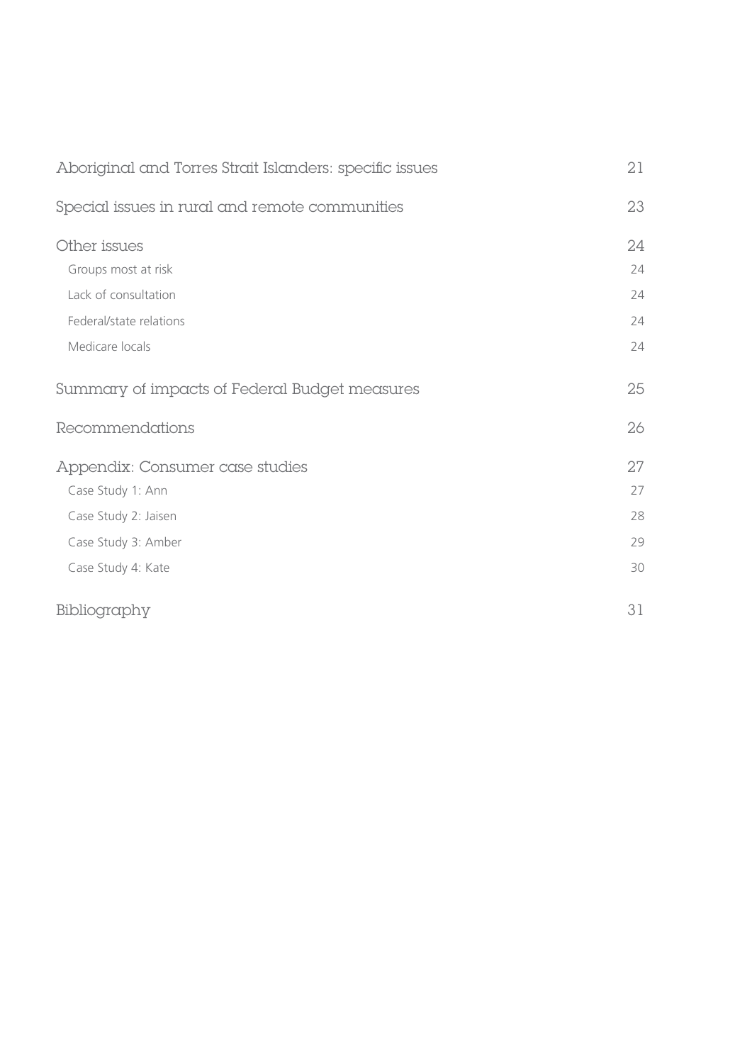| | |
|---|---|
| Aboriginal and Torres Strait Islanders: specific issues | 21 |
| Special issues in rural and remote communities | 23 |
| Other issues | 24 |
| Groups most at risk | 24 |
| Lack of consultation | 24 |
| Federal/state relations | 24 |
| Medicare locals | 24 |
| Summary of impacts of Federal Budget measures | 25 |
| Recommendations | 26 |
| Appendix: Consumer case studies | 27 |
| Case Study 1: Ann | 27 |
| Case Study 2: Jaisen | 28 |
| Case Study 3: Amber | 29 |
| Case Study 4: Kate | 30 |
| Bibliography | 31 |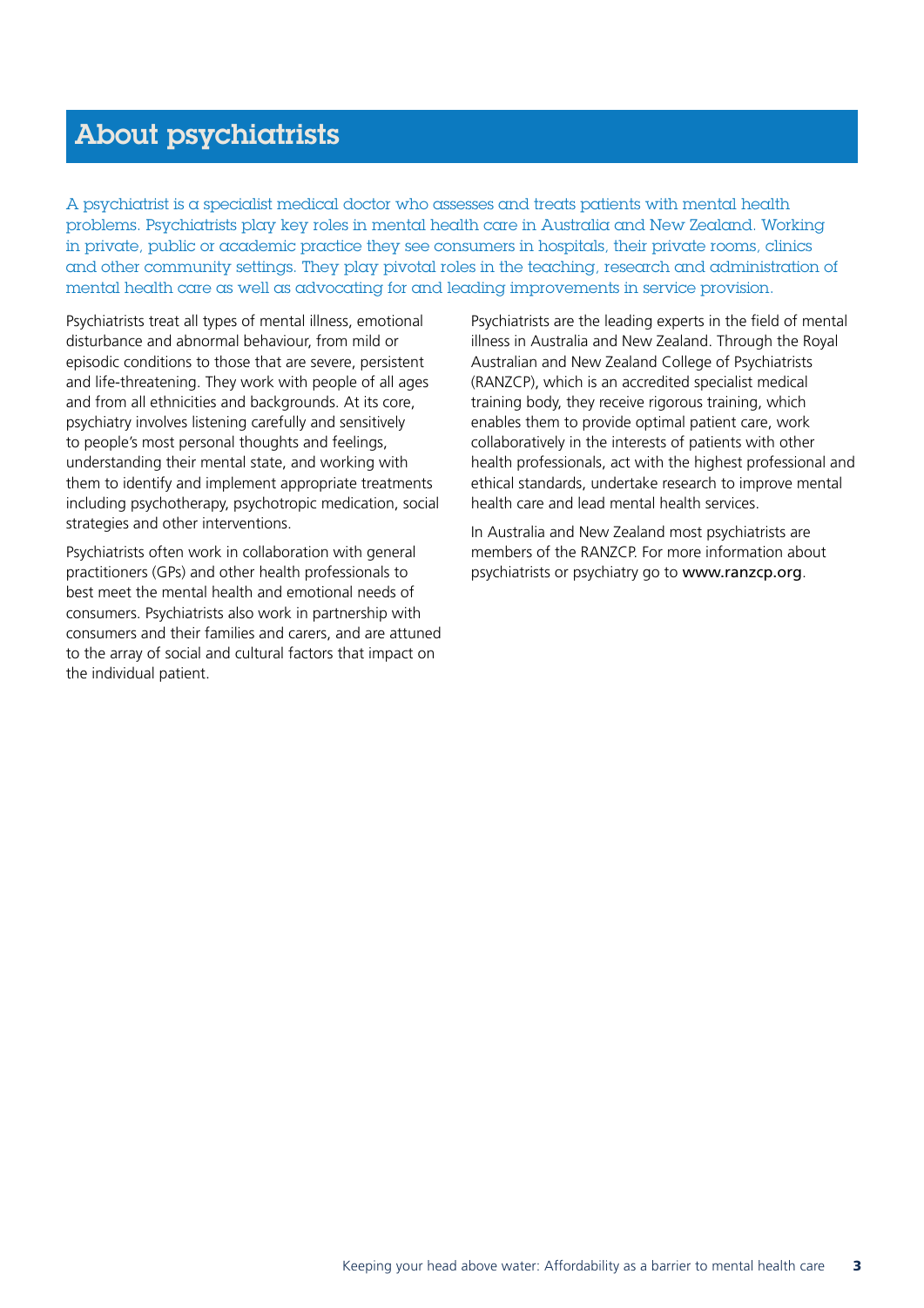# About psychiatrists

A psychiatrist is a specialist medical doctor who assesses and treats patients with mental health problems. Psychiatrists play key roles in mental health care in Australia and New Zealand. Working in private, public or academic practice they see consumers in hospitals, their private rooms, clinics and other community settings. They play pivotal roles in the teaching, research and administration of mental health care as well as advocating for and leading improvements in service provision.

Psychiatrists treat all types of mental illness, emotional disturbance and abnormal behaviour, from mild or episodic conditions to those that are severe, persistent and life-threatening. They work with people of all ages and from all ethnicities and backgrounds. At its core, psychiatry involves listening carefully and sensitively to people's most personal thoughts and feelings, understanding their mental state, and working with them to identify and implement appropriate treatments including psychotherapy, psychotropic medication, social strategies and other interventions.

Psychiatrists often work in collaboration with general practitioners (GPs) and other health professionals to best meet the mental health and emotional needs of consumers. Psychiatrists also work in partnership with consumers and their families and carers, and are attuned to the array of social and cultural factors that impact on the individual patient.

Psychiatrists are the leading experts in the field of mental illness in Australia and New Zealand. Through the Royal Australian and New Zealand College of Psychiatrists (RANZCP), which is an accredited specialist medical training body, they receive rigorous training, which enables them to provide optimal patient care, work collaboratively in the interests of patients with other health professionals, act with the highest professional and ethical standards, undertake research to improve mental health care and lead mental health services.

In Australia and New Zealand most psychiatrists are members of the RANZCP. For more information about psychiatrists or psychiatry go to www.ranzcp.org.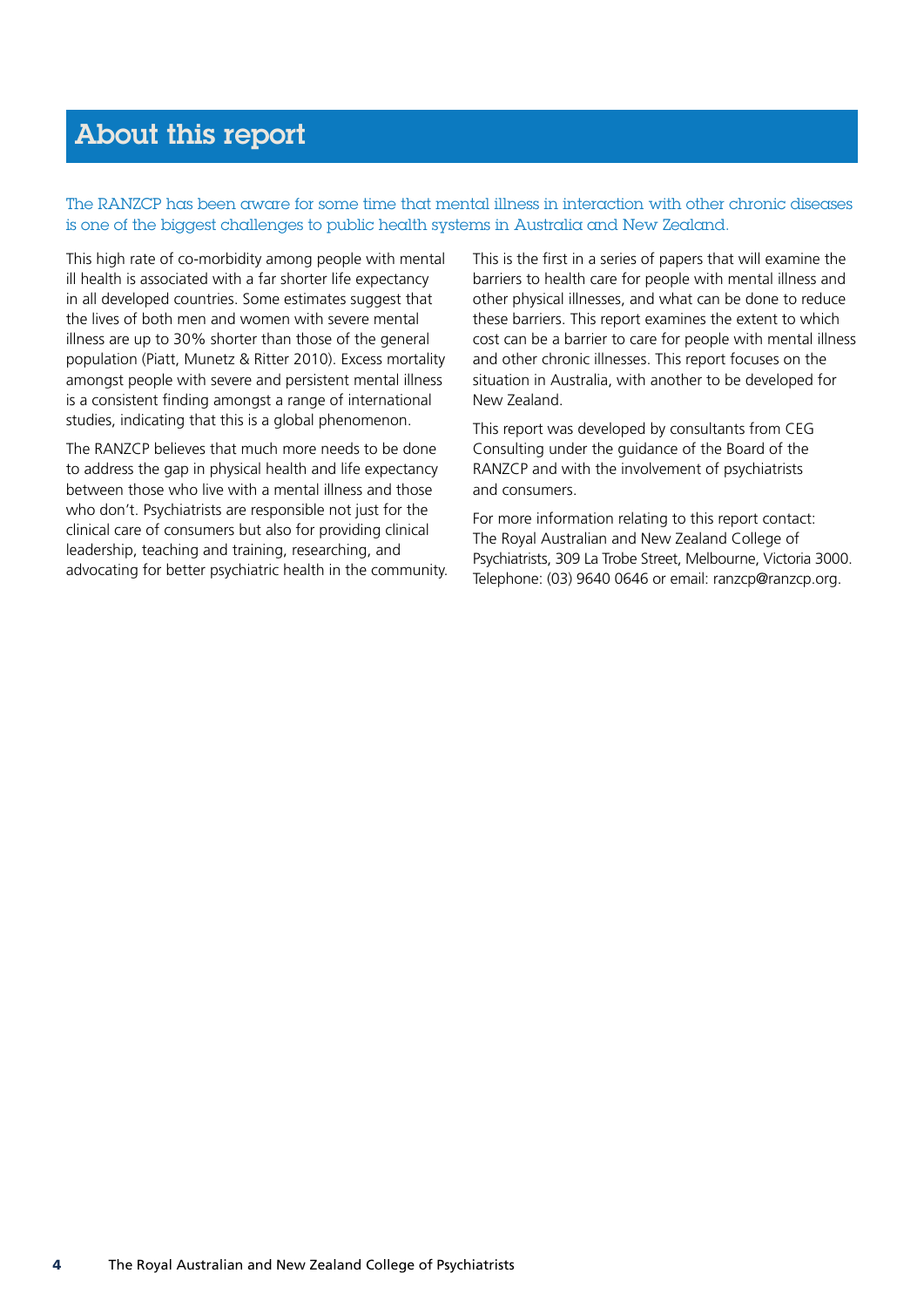# About this report

The RANZCP has been aware for some time that mental illness in interaction with other chronic diseases is one of the biggest challenges to public health systems in Australia and New Zealand.

This high rate of co-morbidity among people with mental ill health is associated with a far shorter life expectancy in all developed countries. Some estimates suggest that the lives of both men and women with severe mental illness are up to 30% shorter than those of the general population (Piatt, Munetz & Ritter 2010). Excess mortality amongst people with severe and persistent mental illness is a consistent finding amongst a range of international studies, indicating that this is a global phenomenon.

The RANZCP believes that much more needs to be done to address the gap in physical health and life expectancy between those who live with a mental illness and those who don't. Psychiatrists are responsible not just for the clinical care of consumers but also for providing clinical leadership, teaching and training, researching, and advocating for better psychiatric health in the community.

This is the first in a series of papers that will examine the barriers to health care for people with mental illness and other physical illnesses, and what can be done to reduce these barriers. This report examines the extent to which cost can be a barrier to care for people with mental illness and other chronic illnesses. This report focuses on the situation in Australia, with another to be developed for New Zealand.

This report was developed by consultants from CEG Consulting under the guidance of the Board of the RANZCP and with the involvement of psychiatrists and consumers.

For more information relating to this report contact: The Royal Australian and New Zealand College of Psychiatrists, 309 La Trobe Street, Melbourne, Victoria 3000. Telephone: (03) 9640 0646 or email: ranzcp@ranzcp.org.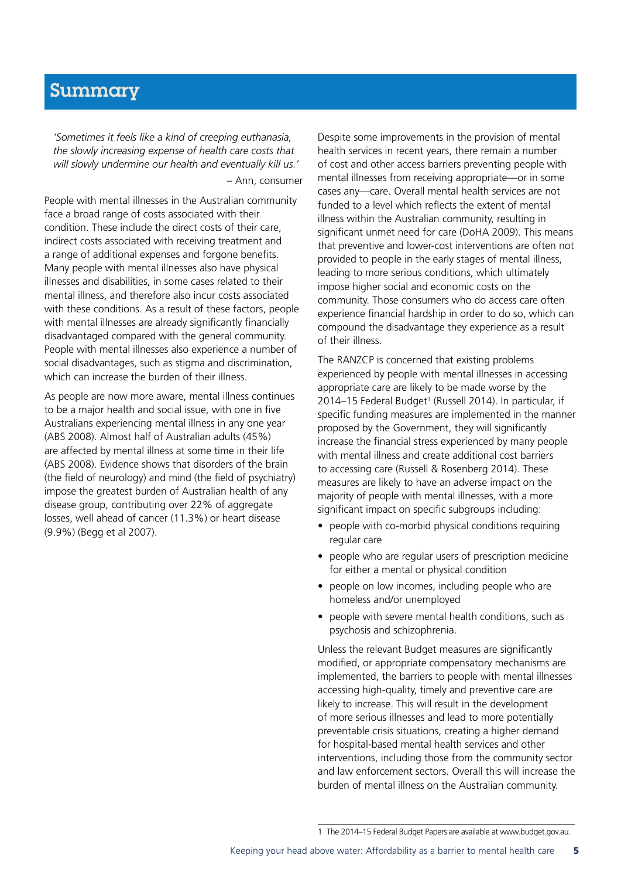# Summary

*'Sometimes it feels like a kind of creeping euthanasia, the slowly increasing expense of health care costs that will slowly undermine our health and eventually kill us.'*

– Ann, consumer

People with mental illnesses in the Australian community face a broad range of costs associated with their condition. These include the direct costs of their care, indirect costs associated with receiving treatment and a range of additional expenses and forgone benefits. Many people with mental illnesses also have physical illnesses and disabilities, in some cases related to their mental illness, and therefore also incur costs associated with these conditions. As a result of these factors, people with mental illnesses are already significantly financially disadvantaged compared with the general community. People with mental illnesses also experience a number of social disadvantages, such as stigma and discrimination, which can increase the burden of their illness.

As people are now more aware, mental illness continues to be a major health and social issue, with one in five Australians experiencing mental illness in any one year (ABS 2008). Almost half of Australian adults (45%) are affected by mental illness at some time in their life (ABS 2008). Evidence shows that disorders of the brain (the field of neurology) and mind (the field of psychiatry) impose the greatest burden of Australian health of any disease group, contributing over 22% of aggregate losses, well ahead of cancer (11.3%) or heart disease (9.9%) (Begg et al 2007).

Despite some improvements in the provision of mental health services in recent years, there remain a number of cost and other access barriers preventing people with mental illnesses from receiving appropriate—or in some cases any—care. Overall mental health services are not funded to a level which reflects the extent of mental illness within the Australian community, resulting in significant unmet need for care (DoHA 2009). This means that preventive and lower-cost interventions are often not provided to people in the early stages of mental illness, leading to more serious conditions, which ultimately impose higher social and economic costs on the community. Those consumers who do access care often experience financial hardship in order to do so, which can compound the disadvantage they experience as a result of their illness.

The RANZCP is concerned that existing problems experienced by people with mental illnesses in accessing appropriate care are likely to be made worse by the 2014–15 Federal Budget[1] (Russell 2014). In particular, if specific funding measures are implemented in the manner proposed by the Government, they will significantly increase the financial stress experienced by many people with mental illness and create additional cost barriers to accessing care (Russell & Rosenberg 2014). These measures are likely to have an adverse impact on the majority of people with mental illnesses, with a more significant impact on specific subgroups including:

- people with co-morbid physical conditions requiring regular care
- people who are regular users of prescription medicine for either a mental or physical condition
- people on low incomes, including people who are homeless and/or unemployed
- people with severe mental health conditions, such as psychosis and schizophrenia.

Unless the relevant Budget measures are significantly modified, or appropriate compensatory mechanisms are implemented, the barriers to people with mental illnesses accessing high-quality, timely and preventive care are likely to increase. This will result in the development of more serious illnesses and lead to more potentially preventable crisis situations, creating a higher demand for hospital-based mental health services and other interventions, including those from the community sector and law enforcement sectors. Overall this will increase the burden of mental illness on the Australian community.

1 The 2014–15 Federal Budget Papers are available at www.budget.gov.au.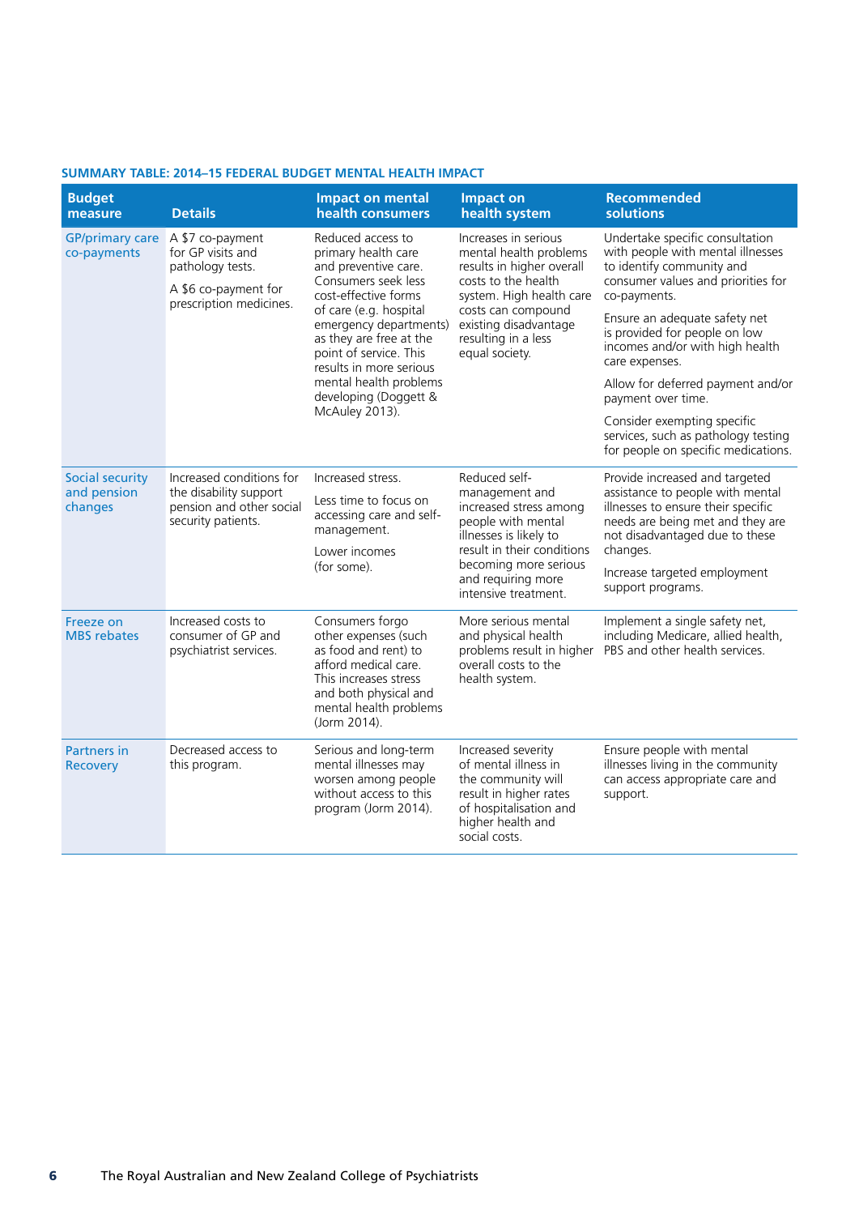**SUMMARY TABLE: 2014–15 FEDERAL BUDGET MENTAL HEALTH IMPACT**

| Budget measure | Details | Impact on mental health consumers | Impact on health system | Recommended solutions |
|---|---|---|---|---|
| GP/primary care co-payments | A $7 co-payment for GP visits and pathology tests.<br><br>A $6 co-payment for prescription medicines. | Reduced access to primary health care and preventive care. Consumers seek less cost-effective forms of care (e.g. hospital emergency departments) as they are free at the point of service. This results in more serious mental health problems developing (Doggett & McAuley 2013). | Increases in serious mental health problems results in higher overall costs to the health system. High health care costs can compound existing disadvantage resulting in a less equal society. | Undertake specific consultation with people with mental illnesses to identify community and consumer values and priorities for co-payments.<br><br>Ensure an adequate safety net is provided for people on low incomes and/or with high health care expenses.<br><br>Allow for deferred payment and/or payment over time.<br><br>Consider exempting specific services, such as pathology testing for people on specific medications. |
| Social security and pension changes | Increased conditions for the disability support pension and other social security patients. | Increased stress.<br><br>Less time to focus on accessing care and self-management.<br><br>Lower incomes (for some). | Reduced self-management and increased stress among people with mental illnesses is likely to result in their conditions becoming more serious and requiring more intensive treatment. | Provide increased and targeted assistance to people with mental illnesses to ensure their specific needs are being met and they are not disadvantaged due to these changes.<br><br>Increase targeted employment support programs. |
| Freeze on MBS rebates | Increased costs to consumer of GP and psychiatrist services. | Consumers forgo other expenses (such as food and rent) to afford medical care. This increases stress and both physical and mental health problems (Jorm 2014). | More serious mental and physical health problems result in higher overall costs to the health system. | Implement a single safety net, including Medicare, allied health, PBS and other health services. |
| Partners in Recovery | Decreased access to this program. | Serious and long-term mental illnesses may worsen among people without access to this program (Jorm 2014). | Increased severity of mental illness in the community will result in higher rates of hospitalisation and higher health and social costs. | Ensure people with mental illnesses living in the community can access appropriate care and support. |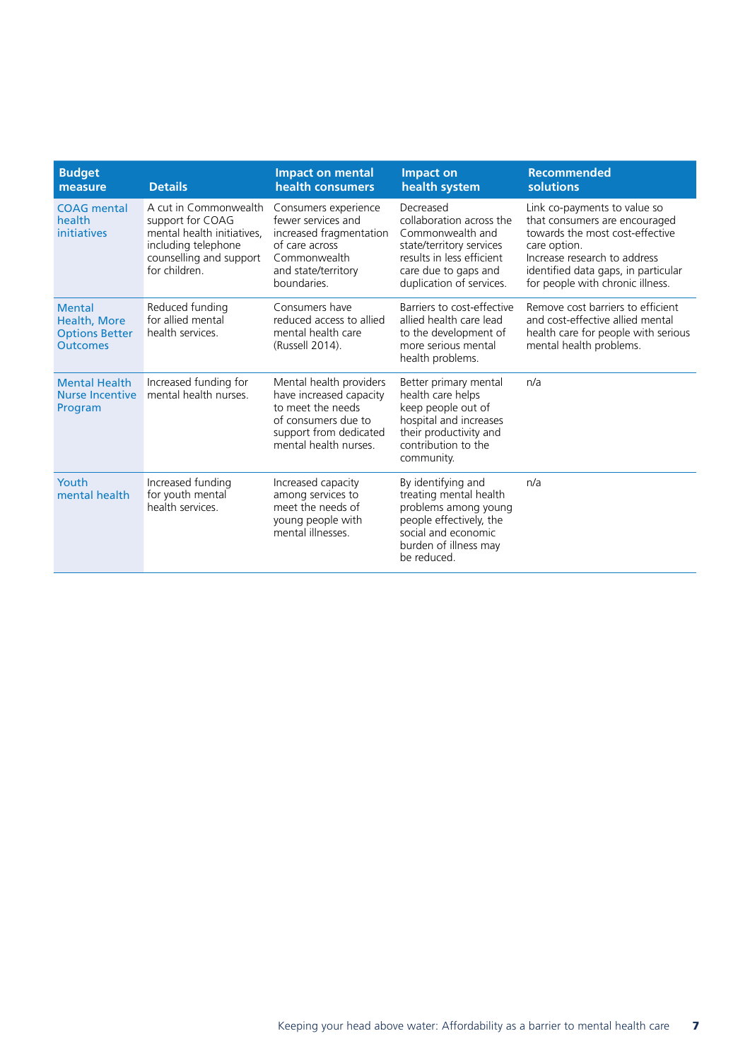| Budget measure | Details | Impact on mental health consumers | Impact on health system | Recommended solutions |
|---|---|---|---|---|
| COAG mental health initiatives | A cut in Commonwealth support for COAG mental health initiatives, including telephone counselling and support for children. | Consumers experience fewer services and increased fragmentation of care across Commonwealth and state/territory boundaries. | Decreased collaboration across the Commonwealth and state/territory services results in less efficient care due to gaps and duplication of services. | Link co-payments to value so that consumers are encouraged towards the most cost-effective care option. Increase research to address identified data gaps, in particular for people with chronic illness. |
| Mental Health, More Options Better Outcomes | Reduced funding for allied mental health services. | Consumers have reduced access to allied mental health care (Russell 2014). | Barriers to cost-effective allied health care lead to the development of more serious mental health problems. | Remove cost barriers to efficient and cost-effective allied mental health care for people with serious mental health problems. |
| Mental Health Nurse Incentive Program | Increased funding for mental health nurses. | Mental health providers have increased capacity to meet the needs of consumers due to support from dedicated mental health nurses. | Better primary mental health care helps keep people out of hospital and increases their productivity and contribution to the community. | n/a |
| Youth mental health | Increased funding for youth mental health services. | Increased capacity among services to meet the needs of young people with mental illnesses. | By identifying and treating mental health problems among young people effectively, the social and economic burden of illness may be reduced. | n/a |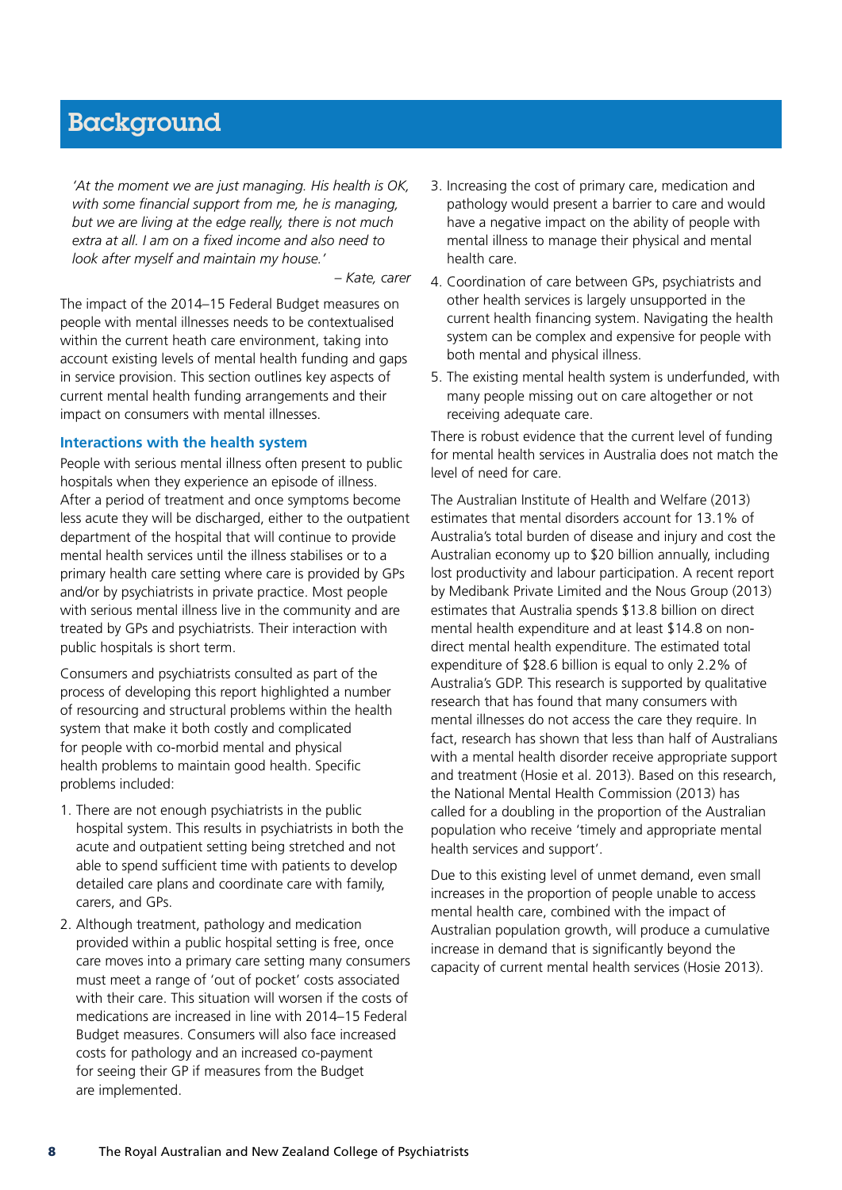# Background

*'At the moment we are just managing. His health is OK, with some financial support from me, he is managing, but we are living at the edge really, there is not much extra at all. I am on a fixed income and also need to look after myself and maintain my house.'*

*– Kate, carer*

The impact of the 2014–15 Federal Budget measures on people with mental illnesses needs to be contextualised within the current heath care environment, taking into account existing levels of mental health funding and gaps in service provision. This section outlines key aspects of current mental health funding arrangements and their impact on consumers with mental illnesses.

### Interactions with the health system

People with serious mental illness often present to public hospitals when they experience an episode of illness. After a period of treatment and once symptoms become less acute they will be discharged, either to the outpatient department of the hospital that will continue to provide mental health services until the illness stabilises or to a primary health care setting where care is provided by GPs and/or by psychiatrists in private practice. Most people with serious mental illness live in the community and are treated by GPs and psychiatrists. Their interaction with public hospitals is short term.

Consumers and psychiatrists consulted as part of the process of developing this report highlighted a number of resourcing and structural problems within the health system that make it both costly and complicated for people with co-morbid mental and physical health problems to maintain good health. Specific problems included:

1. There are not enough psychiatrists in the public hospital system. This results in psychiatrists in both the acute and outpatient setting being stretched and not able to spend sufficient time with patients to develop detailed care plans and coordinate care with family, carers, and GPs.
2. Although treatment, pathology and medication provided within a public hospital setting is free, once care moves into a primary care setting many consumers must meet a range of 'out of pocket' costs associated with their care. This situation will worsen if the costs of medications are increased in line with 2014–15 Federal Budget measures. Consumers will also face increased costs for pathology and an increased co-payment for seeing their GP if measures from the Budget are implemented.
3. Increasing the cost of primary care, medication and pathology would present a barrier to care and would have a negative impact on the ability of people with mental illness to manage their physical and mental health care.
4. Coordination of care between GPs, psychiatrists and other health services is largely unsupported in the current health financing system. Navigating the health system can be complex and expensive for people with both mental and physical illness.
5. The existing mental health system is underfunded, with many people missing out on care altogether or not receiving adequate care.

There is robust evidence that the current level of funding for mental health services in Australia does not match the level of need for care.

The Australian Institute of Health and Welfare (2013) estimates that mental disorders account for 13.1% of Australia's total burden of disease and injury and cost the Australian economy up to $20 billion annually, including lost productivity and labour participation. A recent report by Medibank Private Limited and the Nous Group (2013) estimates that Australia spends $13.8 billion on direct mental health expenditure and at least $14.8 on non-direct mental health expenditure. The estimated total expenditure of $28.6 billion is equal to only 2.2% of Australia's GDP. This research is supported by qualitative research that has found that many consumers with mental illnesses do not access the care they require. In fact, research has shown that less than half of Australians with a mental health disorder receive appropriate support and treatment (Hosie et al. 2013). Based on this research, the National Mental Health Commission (2013) has called for a doubling in the proportion of the Australian population who receive 'timely and appropriate mental health services and support'.

Due to this existing level of unmet demand, even small increases in the proportion of people unable to access mental health care, combined with the impact of Australian population growth, will produce a cumulative increase in demand that is significantly beyond the capacity of current mental health services (Hosie 2013).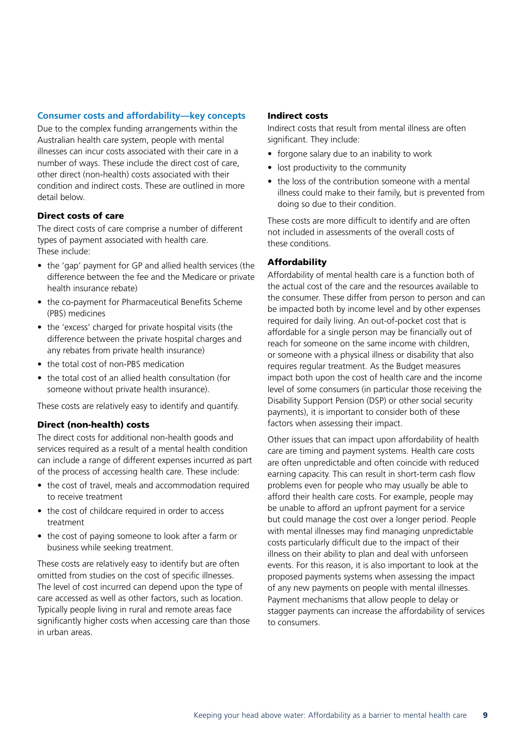## Consumer costs and affordability—key concepts

Due to the complex funding arrangements within the Australian health care system, people with mental illnesses can incur costs associated with their care in a number of ways. These include the direct cost of care, other direct (non-health) costs associated with their condition and indirect costs. These are outlined in more detail below.

### Direct costs of care

The direct costs of care comprise a number of different types of payment associated with health care. These include:

- the 'gap' payment for GP and allied health services (the difference between the fee and the Medicare or private health insurance rebate)
- the co-payment for Pharmaceutical Benefits Scheme (PBS) medicines
- the 'excess' charged for private hospital visits (the difference between the private hospital charges and any rebates from private health insurance)
- the total cost of non-PBS medication
- the total cost of an allied health consultation (for someone without private health insurance).

These costs are relatively easy to identify and quantify.

### Direct (non-health) costs

The direct costs for additional non-health goods and services required as a result of a mental health condition can include a range of different expenses incurred as part of the process of accessing health care. These include:

- the cost of travel, meals and accommodation required to receive treatment
- the cost of childcare required in order to access treatment
- the cost of paying someone to look after a farm or business while seeking treatment.

These costs are relatively easy to identify but are often omitted from studies on the cost of specific illnesses. The level of cost incurred can depend upon the type of care accessed as well as other factors, such as location. Typically people living in rural and remote areas face significantly higher costs when accessing care than those in urban areas.

### Indirect costs

Indirect costs that result from mental illness are often significant. They include:

- forgone salary due to an inability to work
- lost productivity to the community
- the loss of the contribution someone with a mental illness could make to their family, but is prevented from doing so due to their condition.

These costs are more difficult to identify and are often not included in assessments of the overall costs of these conditions.

### Affordability

Affordability of mental health care is a function both of the actual cost of the care and the resources available to the consumer. These differ from person to person and can be impacted both by income level and by other expenses required for daily living. An out-of-pocket cost that is affordable for a single person may be financially out of reach for someone on the same income with children, or someone with a physical illness or disability that also requires regular treatment. As the Budget measures impact both upon the cost of health care and the income level of some consumers (in particular those receiving the Disability Support Pension (DSP) or other social security payments), it is important to consider both of these factors when assessing their impact.

Other issues that can impact upon affordability of health care are timing and payment systems. Health care costs are often unpredictable and often coincide with reduced earning capacity. This can result in short-term cash flow problems even for people who may usually be able to afford their health care costs. For example, people may be unable to afford an upfront payment for a service but could manage the cost over a longer period. People with mental illnesses may find managing unpredictable costs particularly difficult due to the impact of their illness on their ability to plan and deal with unforseen events. For this reason, it is also important to look at the proposed payments systems when assessing the impact of any new payments on people with mental illnesses. Payment mechanisms that allow people to delay or stagger payments can increase the affordability of services to consumers.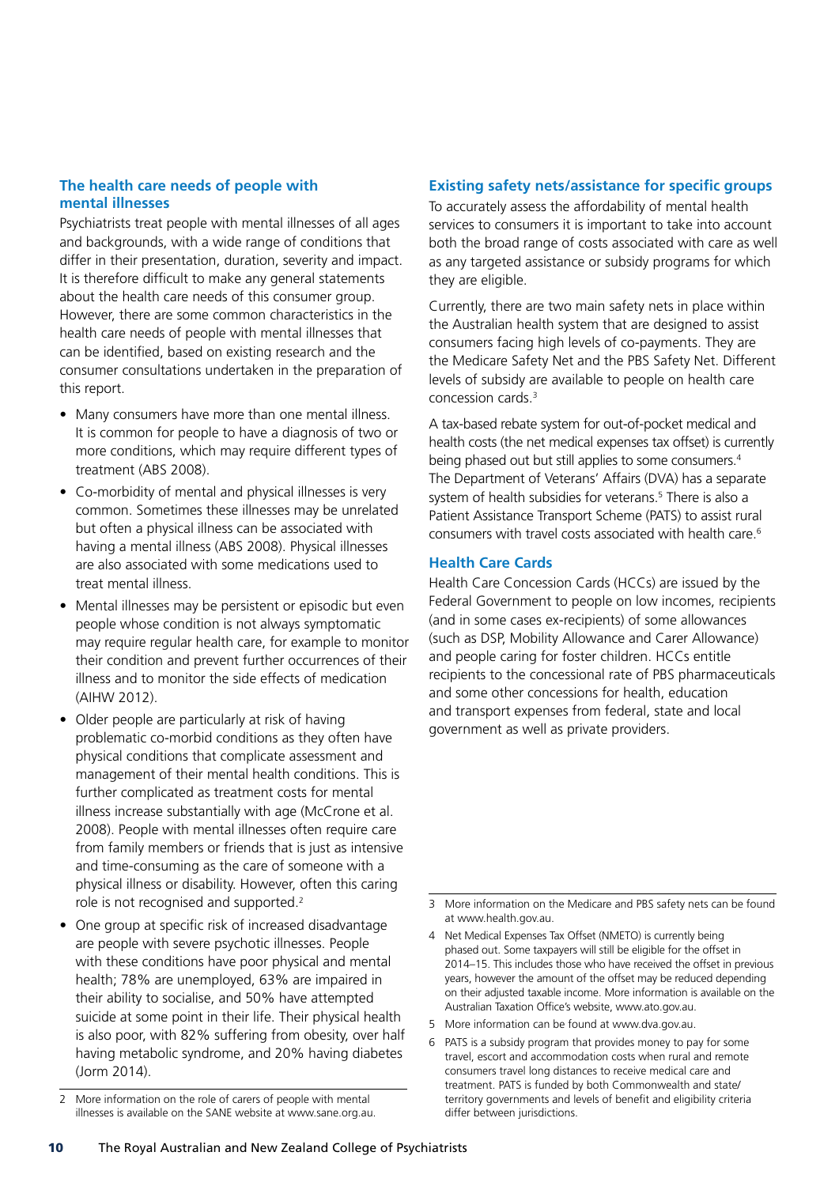### The health care needs of people with mental illnesses

Psychiatrists treat people with mental illnesses of all ages and backgrounds, with a wide range of conditions that differ in their presentation, duration, severity and impact. It is therefore difficult to make any general statements about the health care needs of this consumer group. However, there are some common characteristics in the health care needs of people with mental illnesses that can be identified, based on existing research and the consumer consultations undertaken in the preparation of this report.

- Many consumers have more than one mental illness. It is common for people to have a diagnosis of two or more conditions, which may require different types of treatment (ABS 2008).
- Co-morbidity of mental and physical illnesses is very common. Sometimes these illnesses may be unrelated but often a physical illness can be associated with having a mental illness (ABS 2008). Physical illnesses are also associated with some medications used to treat mental illness.
- Mental illnesses may be persistent or episodic but even people whose condition is not always symptomatic may require regular health care, for example to monitor their condition and prevent further occurrences of their illness and to monitor the side effects of medication (AIHW 2012).
- Older people are particularly at risk of having problematic co-morbid conditions as they often have physical conditions that complicate assessment and management of their mental health conditions. This is further complicated as treatment costs for mental illness increase substantially with age (McCrone et al. 2008). People with mental illnesses often require care from family members or friends that is just as intensive and time-consuming as the care of someone with a physical illness or disability. However, often this caring role is not recognised and supported.[2]
- One group at specific risk of increased disadvantage are people with severe psychotic illnesses. People with these conditions have poor physical and mental health; 78% are unemployed, 63% are impaired in their ability to socialise, and 50% have attempted suicide at some point in their life. Their physical health is also poor, with 82% suffering from obesity, over half having metabolic syndrome, and 20% having diabetes (Jorm 2014).

### Existing safety nets/assistance for specific groups

To accurately assess the affordability of mental health services to consumers it is important to take into account both the broad range of costs associated with care as well as any targeted assistance or subsidy programs for which they are eligible.

Currently, there are two main safety nets in place within the Australian health system that are designed to assist consumers facing high levels of co-payments. They are the Medicare Safety Net and the PBS Safety Net. Different levels of subsidy are available to people on health care concession cards.[3]

A tax-based rebate system for out-of-pocket medical and health costs (the net medical expenses tax offset) is currently being phased out but still applies to some consumers.[4] The Department of Veterans' Affairs (DVA) has a separate system of health subsidies for veterans.[5] There is also a Patient Assistance Transport Scheme (PATS) to assist rural consumers with travel costs associated with health care.[6]

### Health Care Cards

Health Care Concession Cards (HCCs) are issued by the Federal Government to people on low incomes, recipients (and in some cases ex-recipients) of some allowances (such as DSP, Mobility Allowance and Carer Allowance) and people caring for foster children. HCCs entitle recipients to the concessional rate of PBS pharmaceuticals and some other concessions for health, education and transport expenses from federal, state and local government as well as private providers.

---

2 More information on the role of carers of people with mental illnesses is available on the SANE website at www.sane.org.au.

3 More information on the Medicare and PBS safety nets can be found at www.health.gov.au.

4 Net Medical Expenses Tax Offset (NMETO) is currently being phased out. Some taxpayers will still be eligible for the offset in 2014–15. This includes those who have received the offset in previous years, however the amount of the offset may be reduced depending on their adjusted taxable income. More information is available on the Australian Taxation Office's website, www.ato.gov.au.

5 More information can be found at www.dva.gov.au.

6 PATS is a subsidy program that provides money to pay for some travel, escort and accommodation costs when rural and remote consumers travel long distances to receive medical care and treatment. PATS is funded by both Commonwealth and state/territory governments and levels of benefit and eligibility criteria differ between jurisdictions.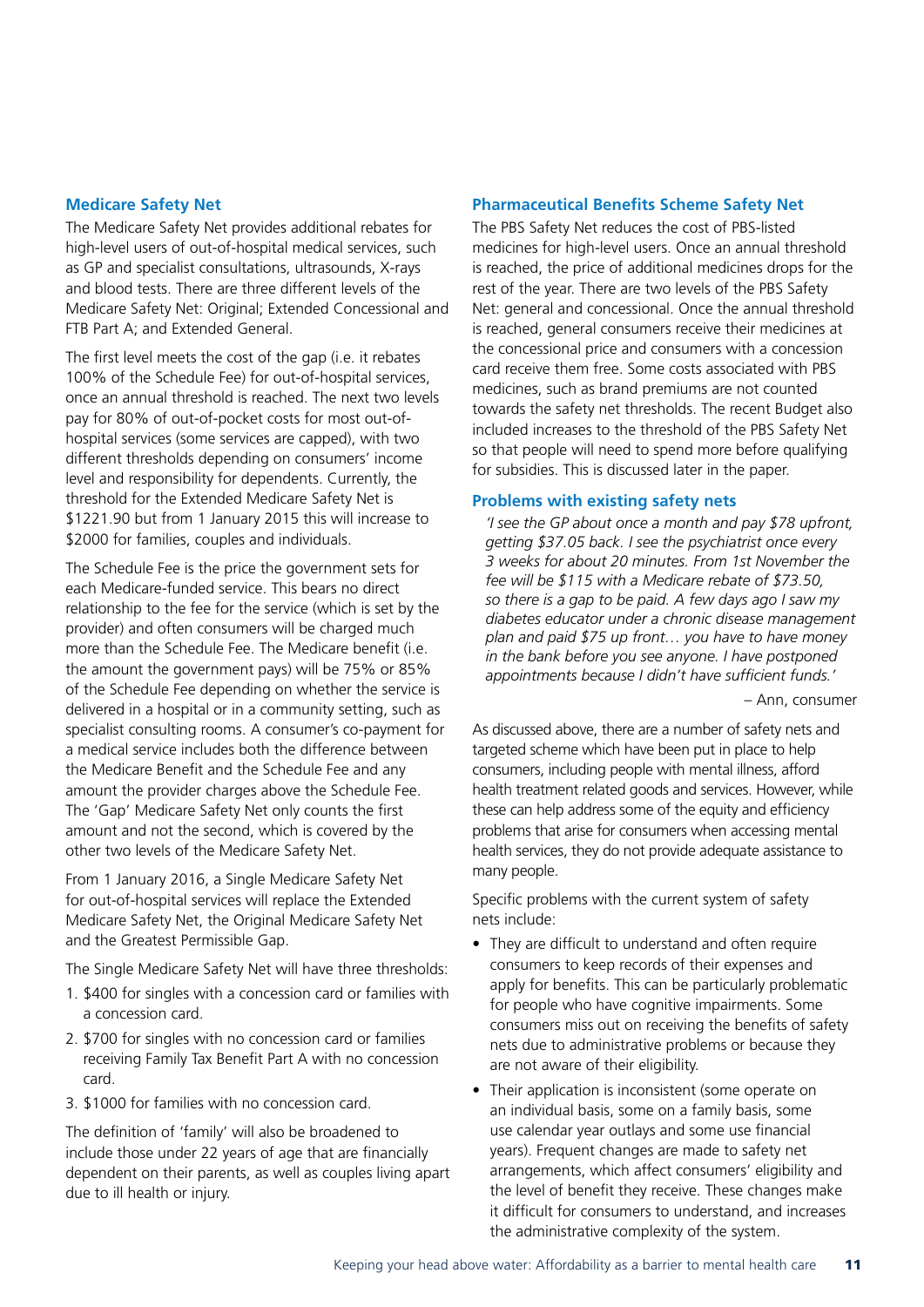## Medicare Safety Net

The Medicare Safety Net provides additional rebates for high-level users of out-of-hospital medical services, such as GP and specialist consultations, ultrasounds, X-rays and blood tests. There are three different levels of the Medicare Safety Net: Original; Extended Concessional and FTB Part A; and Extended General.

The first level meets the cost of the gap (i.e. it rebates 100% of the Schedule Fee) for out-of-hospital services, once an annual threshold is reached. The next two levels pay for 80% of out-of-pocket costs for most out-of-hospital services (some services are capped), with two different thresholds depending on consumers' income level and responsibility for dependents. Currently, the threshold for the Extended Medicare Safety Net is $1221.90 but from 1 January 2015 this will increase to $2000 for families, couples and individuals.

The Schedule Fee is the price the government sets for each Medicare-funded service. This bears no direct relationship to the fee for the service (which is set by the provider) and often consumers will be charged much more than the Schedule Fee. The Medicare benefit (i.e. the amount the government pays) will be 75% or 85% of the Schedule Fee depending on whether the service is delivered in a hospital or in a community setting, such as specialist consulting rooms. A consumer's co-payment for a medical service includes both the difference between the Medicare Benefit and the Schedule Fee and any amount the provider charges above the Schedule Fee. The 'Gap' Medicare Safety Net only counts the first amount and not the second, which is covered by the other two levels of the Medicare Safety Net.

From 1 January 2016, a Single Medicare Safety Net for out-of-hospital services will replace the Extended Medicare Safety Net, the Original Medicare Safety Net and the Greatest Permissible Gap.

The Single Medicare Safety Net will have three thresholds:

1. $400 for singles with a concession card or families with a concession card.
2. $700 for singles with no concession card or families receiving Family Tax Benefit Part A with no concession card.
3. $1000 for families with no concession card.

The definition of 'family' will also be broadened to include those under 22 years of age that are financially dependent on their parents, as well as couples living apart due to ill health or injury.

## Pharmaceutical Benefits Scheme Safety Net

The PBS Safety Net reduces the cost of PBS-listed medicines for high-level users. Once an annual threshold is reached, the price of additional medicines drops for the rest of the year. There are two levels of the PBS Safety Net: general and concessional. Once the annual threshold is reached, general consumers receive their medicines at the concessional price and consumers with a concession card receive them free. Some costs associated with PBS medicines, such as brand premiums are not counted towards the safety net thresholds. The recent Budget also included increases to the threshold of the PBS Safety Net so that people will need to spend more before qualifying for subsidies. This is discussed later in the paper.

## Problems with existing safety nets

*'I see the GP about once a month and pay $78 upfront, getting $37.05 back. I see the psychiatrist once every 3 weeks for about 20 minutes. From 1st November the fee will be $115 with a Medicare rebate of $73.50, so there is a gap to be paid. A few days ago I saw my diabetes educator under a chronic disease management plan and paid $75 up front… you have to have money in the bank before you see anyone. I have postponed appointments because I didn't have sufficient funds.'*

– Ann, consumer

As discussed above, there are a number of safety nets and targeted scheme which have been put in place to help consumers, including people with mental illness, afford health treatment related goods and services. However, while these can help address some of the equity and efficiency problems that arise for consumers when accessing mental health services, they do not provide adequate assistance to many people.

Specific problems with the current system of safety nets include:

- They are difficult to understand and often require consumers to keep records of their expenses and apply for benefits. This can be particularly problematic for people who have cognitive impairments. Some consumers miss out on receiving the benefits of safety nets due to administrative problems or because they are not aware of their eligibility.
- Their application is inconsistent (some operate on an individual basis, some on a family basis, some use calendar year outlays and some use financial years). Frequent changes are made to safety net arrangements, which affect consumers' eligibility and the level of benefit they receive. These changes make it difficult for consumers to understand, and increases the administrative complexity of the system.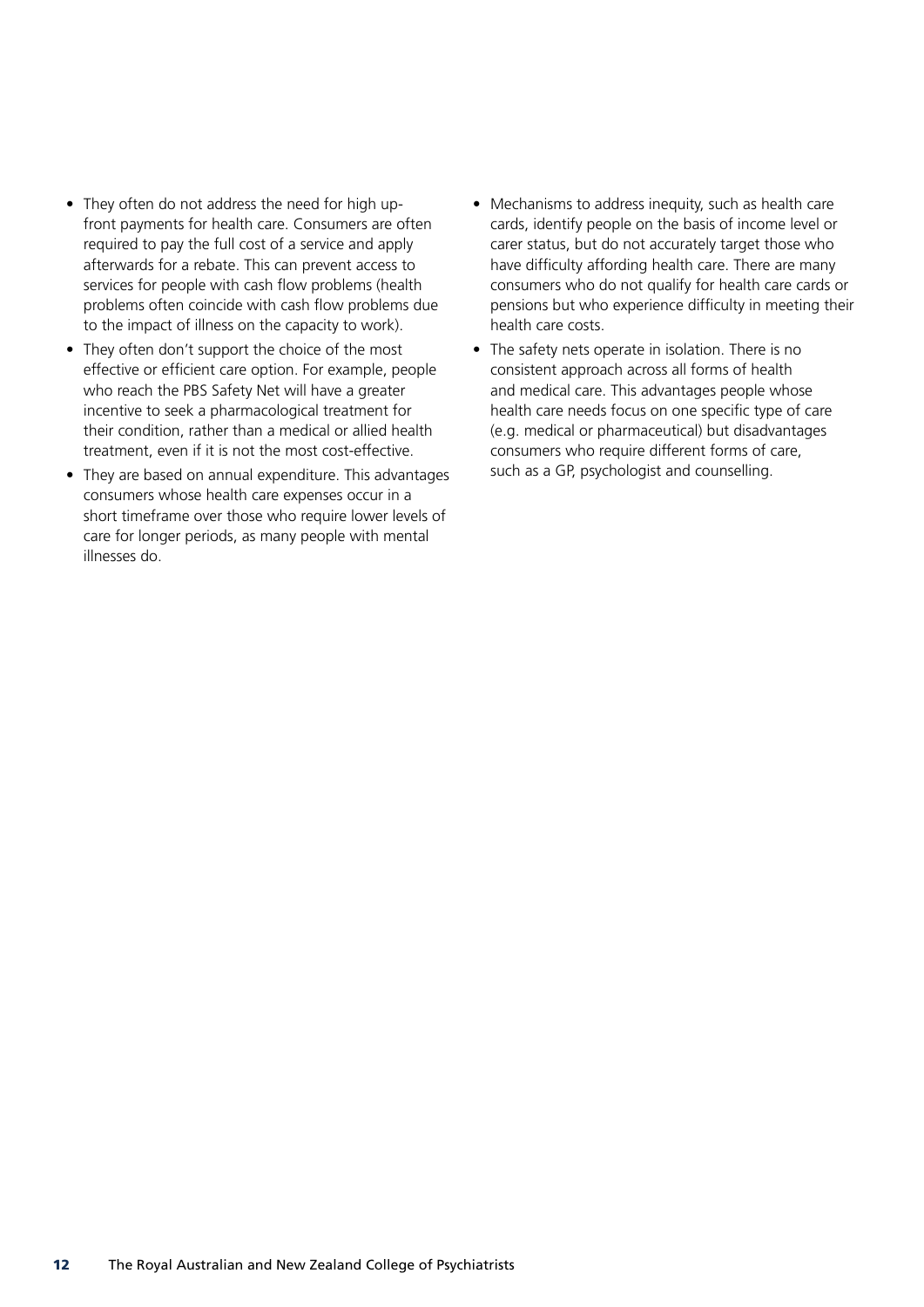- They often do not address the need for high up-front payments for health care. Consumers are often required to pay the full cost of a service and apply afterwards for a rebate. This can prevent access to services for people with cash flow problems (health problems often coincide with cash flow problems due to the impact of illness on the capacity to work).
- They often don't support the choice of the most effective or efficient care option. For example, people who reach the PBS Safety Net will have a greater incentive to seek a pharmacological treatment for their condition, rather than a medical or allied health treatment, even if it is not the most cost-effective.
- They are based on annual expenditure. This advantages consumers whose health care expenses occur in a short timeframe over those who require lower levels of care for longer periods, as many people with mental illnesses do.
- Mechanisms to address inequity, such as health care cards, identify people on the basis of income level or carer status, but do not accurately target those who have difficulty affording health care. There are many consumers who do not qualify for health care cards or pensions but who experience difficulty in meeting their health care costs.
- The safety nets operate in isolation. There is no consistent approach across all forms of health and medical care. This advantages people whose health care needs focus on one specific type of care (e.g. medical or pharmaceutical) but disadvantages consumers who require different forms of care, such as a GP, psychologist and counselling.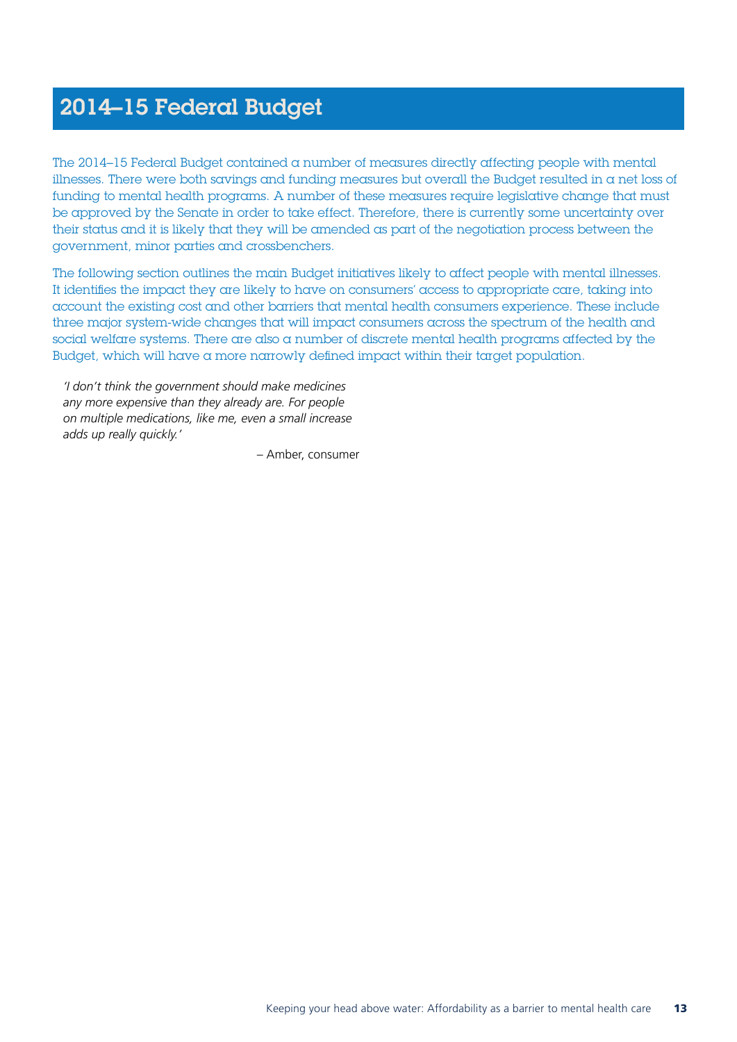# 2014–15 Federal Budget

The 2014–15 Federal Budget contained a number of measures directly affecting people with mental illnesses. There were both savings and funding measures but overall the Budget resulted in a net loss of funding to mental health programs. A number of these measures require legislative change that must be approved by the Senate in order to take effect. Therefore, there is currently some uncertainty over their status and it is likely that they will be amended as part of the negotiation process between the government, minor parties and crossbenchers.

The following section outlines the main Budget initiatives likely to affect people with mental illnesses. It identifies the impact they are likely to have on consumers' access to appropriate care, taking into account the existing cost and other barriers that mental health consumers experience. These include three major system-wide changes that will impact consumers across the spectrum of the health and social welfare systems. There are also a number of discrete mental health programs affected by the Budget, which will have a more narrowly defined impact within their target population.

> *'I don't think the government should make medicines any more expensive than they already are. For people on multiple medications, like me, even a small increase adds up really quickly.'*
>
> – Amber, consumer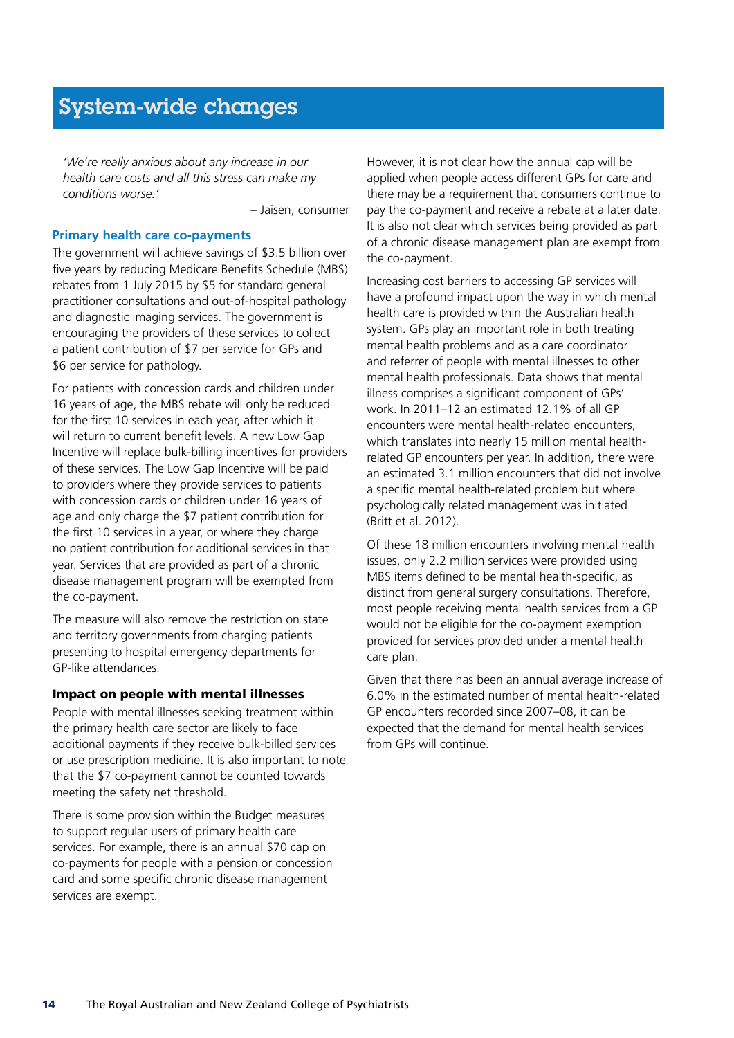# System-wide changes

*'We're really anxious about any increase in our health care costs and all this stress can make my conditions worse.'*

– Jaisen, consumer

### Primary health care co-payments

The government will achieve savings of $3.5 billion over five years by reducing Medicare Benefits Schedule (MBS) rebates from 1 July 2015 by $5 for standard general practitioner consultations and out-of-hospital pathology and diagnostic imaging services. The government is encouraging the providers of these services to collect a patient contribution of $7 per service for GPs and $6 per service for pathology.

For patients with concession cards and children under 16 years of age, the MBS rebate will only be reduced for the first 10 services in each year, after which it will return to current benefit levels. A new Low Gap Incentive will replace bulk-billing incentives for providers of these services. The Low Gap Incentive will be paid to providers where they provide services to patients with concession cards or children under 16 years of age and only charge the $7 patient contribution for the first 10 services in a year, or where they charge no patient contribution for additional services in that year. Services that are provided as part of a chronic disease management program will be exempted from the co-payment.

The measure will also remove the restriction on state and territory governments from charging patients presenting to hospital emergency departments for GP-like attendances.

### Impact on people with mental illnesses

People with mental illnesses seeking treatment within the primary health care sector are likely to face additional payments if they receive bulk-billed services or use prescription medicine. It is also important to note that the $7 co-payment cannot be counted towards meeting the safety net threshold.

There is some provision within the Budget measures to support regular users of primary health care services. For example, there is an annual $70 cap on co-payments for people with a pension or concession card and some specific chronic disease management services are exempt.

However, it is not clear how the annual cap will be applied when people access different GPs for care and there may be a requirement that consumers continue to pay the co-payment and receive a rebate at a later date. It is also not clear which services being provided as part of a chronic disease management plan are exempt from the co-payment.

Increasing cost barriers to accessing GP services will have a profound impact upon the way in which mental health care is provided within the Australian health system. GPs play an important role in both treating mental health problems and as a care coordinator and referrer of people with mental illnesses to other mental health professionals. Data shows that mental illness comprises a significant component of GPs' work. In 2011–12 an estimated 12.1% of all GP encounters were mental health-related encounters, which translates into nearly 15 million mental health-related GP encounters per year. In addition, there were an estimated 3.1 million encounters that did not involve a specific mental health-related problem but where psychologically related management was initiated (Britt et al. 2012).

Of these 18 million encounters involving mental health issues, only 2.2 million services were provided using MBS items defined to be mental health-specific, as distinct from general surgery consultations. Therefore, most people receiving mental health services from a GP would not be eligible for the co-payment exemption provided for services provided under a mental health care plan.

Given that there has been an annual average increase of 6.0% in the estimated number of mental health-related GP encounters recorded since 2007–08, it can be expected that the demand for mental health services from GPs will continue.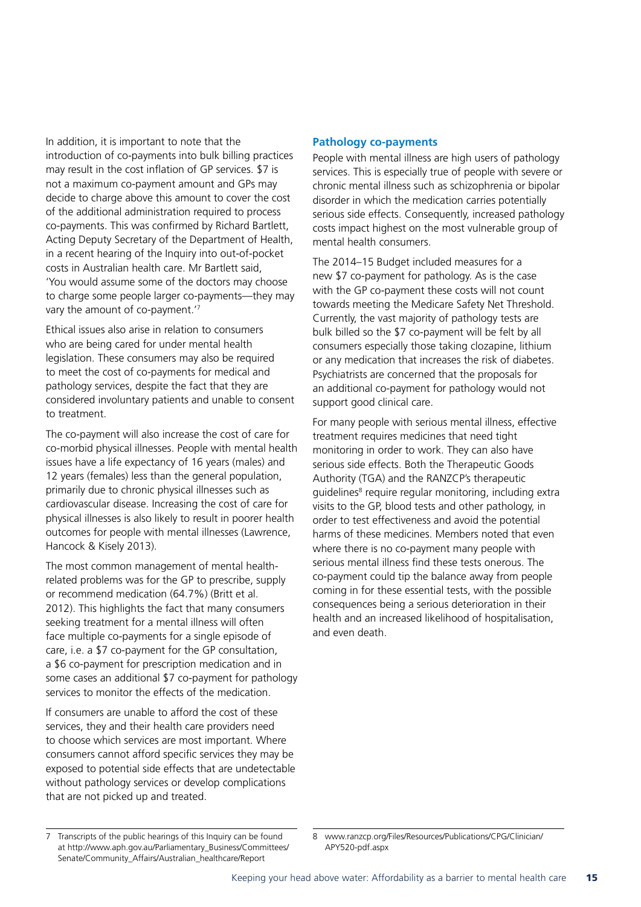In addition, it is important to note that the introduction of co-payments into bulk billing practices may result in the cost inflation of GP services. $7 is not a maximum co-payment amount and GPs may decide to charge above this amount to cover the cost of the additional administration required to process co-payments. This was confirmed by Richard Bartlett, Acting Deputy Secretary of the Department of Health, in a recent hearing of the Inquiry into out-of-pocket costs in Australian health care. Mr Bartlett said, 'You would assume some of the doctors may choose to charge some people larger co-payments—they may vary the amount of co-payment.'[7]

Ethical issues also arise in relation to consumers who are being cared for under mental health legislation. These consumers may also be required to meet the cost of co-payments for medical and pathology services, despite the fact that they are considered involuntary patients and unable to consent to treatment.

The co-payment will also increase the cost of care for co-morbid physical illnesses. People with mental health issues have a life expectancy of 16 years (males) and 12 years (females) less than the general population, primarily due to chronic physical illnesses such as cardiovascular disease. Increasing the cost of care for physical illnesses is also likely to result in poorer health outcomes for people with mental illnesses (Lawrence, Hancock & Kisely 2013).

The most common management of mental health-related problems was for the GP to prescribe, supply or recommend medication (64.7%) (Britt et al. 2012). This highlights the fact that many consumers seeking treatment for a mental illness will often face multiple co-payments for a single episode of care, i.e. a $7 co-payment for the GP consultation, a $6 co-payment for prescription medication and in some cases an additional $7 co-payment for pathology services to monitor the effects of the medication.

If consumers are unable to afford the cost of these services, they and their health care providers need to choose which services are most important. Where consumers cannot afford specific services they may be exposed to potential side effects that are undetectable without pathology services or develop complications that are not picked up and treated.

### Pathology co-payments

People with mental illness are high users of pathology services. This is especially true of people with severe or chronic mental illness such as schizophrenia or bipolar disorder in which the medication carries potentially serious side effects. Consequently, increased pathology costs impact highest on the most vulnerable group of mental health consumers.

The 2014–15 Budget included measures for a new $7 co-payment for pathology. As is the case with the GP co-payment these costs will not count towards meeting the Medicare Safety Net Threshold. Currently, the vast majority of pathology tests are bulk billed so the $7 co-payment will be felt by all consumers especially those taking clozapine, lithium or any medication that increases the risk of diabetes. Psychiatrists are concerned that the proposals for an additional co-payment for pathology would not support good clinical care.

For many people with serious mental illness, effective treatment requires medicines that need tight monitoring in order to work. They can also have serious side effects. Both the Therapeutic Goods Authority (TGA) and the RANZCP's therapeutic guidelines[8] require regular monitoring, including extra visits to the GP, blood tests and other pathology, in order to test effectiveness and avoid the potential harms of these medicines. Members noted that even where there is no co-payment many people with serious mental illness find these tests onerous. The co-payment could tip the balance away from people coming in for these essential tests, with the possible consequences being a serious deterioration in their health and an increased likelihood of hospitalisation, and even death.

---

7 Transcripts of the public hearings of this Inquiry can be found at http://www.aph.gov.au/Parliamentary_Business/Committees/Senate/Community_Affairs/Australian_healthcare/Report

8 www.ranzcp.org/Files/Resources/Publications/CPG/Clinician/APY520-pdf.aspx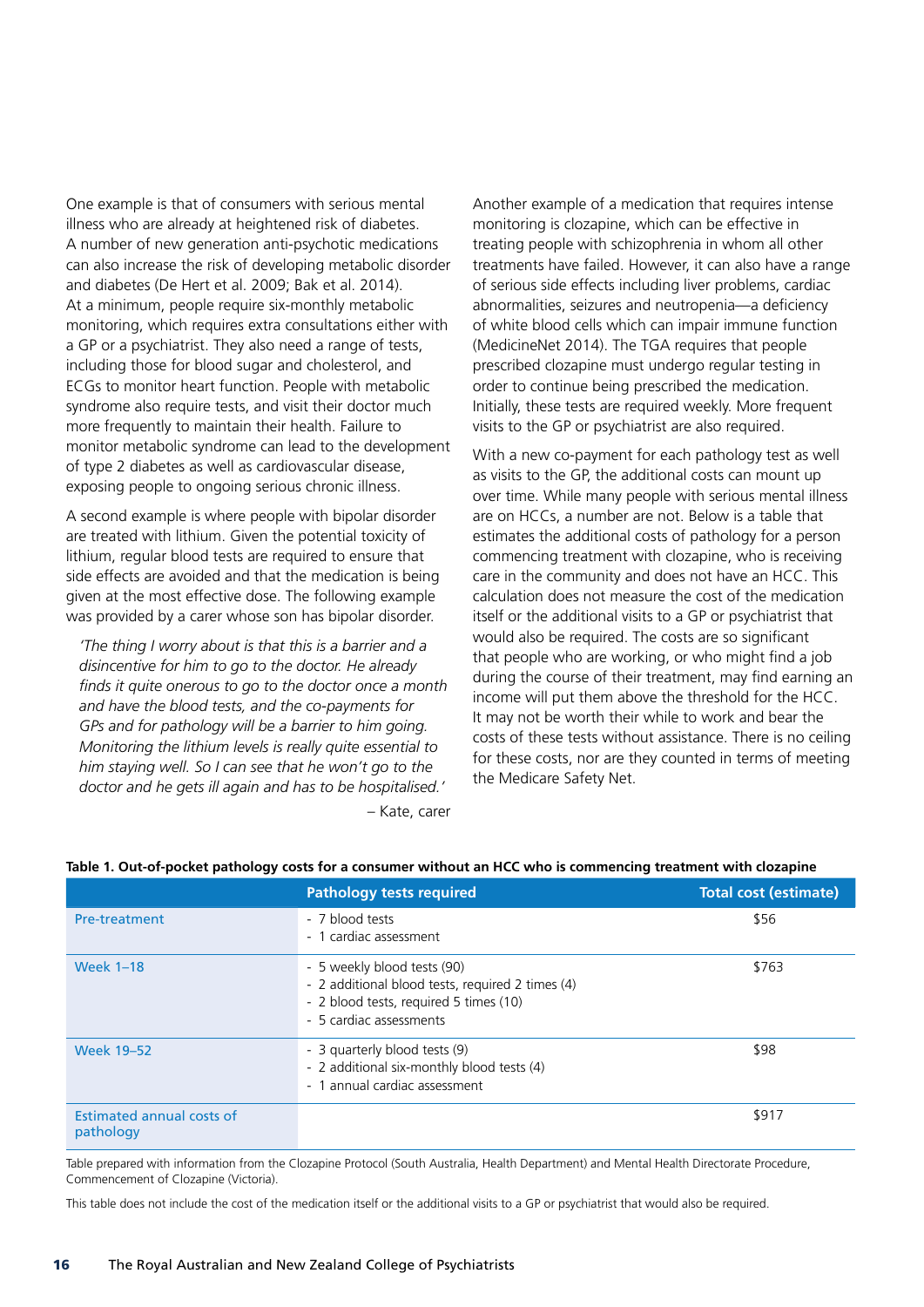One example is that of consumers with serious mental illness who are already at heightened risk of diabetes. A number of new generation anti-psychotic medications can also increase the risk of developing metabolic disorder and diabetes (De Hert et al. 2009; Bak et al. 2014). At a minimum, people require six-monthly metabolic monitoring, which requires extra consultations either with a GP or a psychiatrist. They also need a range of tests, including those for blood sugar and cholesterol, and ECGs to monitor heart function. People with metabolic syndrome also require tests, and visit their doctor much more frequently to maintain their health. Failure to monitor metabolic syndrome can lead to the development of type 2 diabetes as well as cardiovascular disease, exposing people to ongoing serious chronic illness.

A second example is where people with bipolar disorder are treated with lithium. Given the potential toxicity of lithium, regular blood tests are required to ensure that side effects are avoided and that the medication is being given at the most effective dose. The following example was provided by a carer whose son has bipolar disorder.

> *'The thing I worry about is that this is a barrier and a disincentive for him to go to the doctor. He already finds it quite onerous to go to the doctor once a month and have the blood tests, and the co-payments for GPs and for pathology will be a barrier to him going. Monitoring the lithium levels is really quite essential to him staying well. So I can see that he won't go to the doctor and he gets ill again and has to be hospitalised.'*
>
> – Kate, carer

Another example of a medication that requires intense monitoring is clozapine, which can be effective in treating people with schizophrenia in whom all other treatments have failed. However, it can also have a range of serious side effects including liver problems, cardiac abnormalities, seizures and neutropenia—a deficiency of white blood cells which can impair immune function (MedicineNet 2014). The TGA requires that people prescribed clozapine must undergo regular testing in order to continue being prescribed the medication. Initially, these tests are required weekly. More frequent visits to the GP or psychiatrist are also required.

With a new co-payment for each pathology test as well as visits to the GP, the additional costs can mount up over time. While many people with serious mental illness are on HCCs, a number are not. Below is a table that estimates the additional costs of pathology for a person commencing treatment with clozapine, who is receiving care in the community and does not have an HCC. This calculation does not measure the cost of the medication itself or the additional visits to a GP or psychiatrist that would also be required. The costs are so significant that people who are working, or who might find a job during the course of their treatment, may find earning an income will put them above the threshold for the HCC. It may not be worth their while to work and bear the costs of these tests without assistance. There is no ceiling for these costs, nor are they counted in terms of meeting the Medicare Safety Net.

**Table 1. Out-of-pocket pathology costs for a consumer without an HCC who is commencing treatment with clozapine**

| | Pathology tests required | Total cost (estimate) |
|---|---|---|
| Pre-treatment | - 7 blood tests<br>- 1 cardiac assessment | $56 |
| Week 1–18 | - 5 weekly blood tests (90)<br>- 2 additional blood tests, required 2 times (4)<br>- 2 blood tests, required 5 times (10)<br>- 5 cardiac assessments | $763 |
| Week 19–52 | - 3 quarterly blood tests (9)<br>- 2 additional six-monthly blood tests (4)<br>- 1 annual cardiac assessment | $98 |
| Estimated annual costs of pathology | | $917 |

Table prepared with information from the Clozapine Protocol (South Australia, Health Department) and Mental Health Directorate Procedure, Commencement of Clozapine (Victoria).

This table does not include the cost of the medication itself or the additional visits to a GP or psychiatrist that would also be required.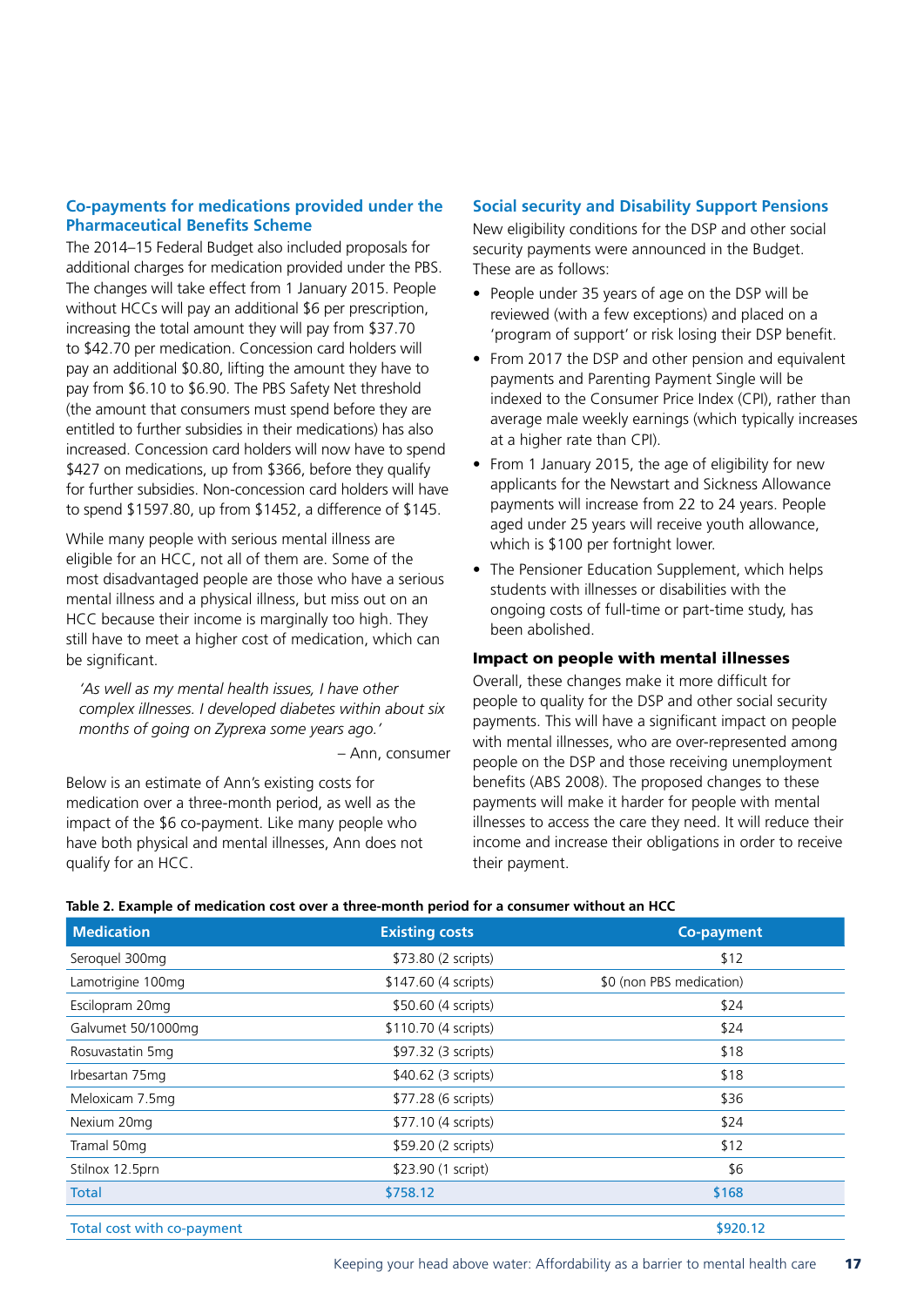## Co-payments for medications provided under the Pharmaceutical Benefits Scheme

The 2014–15 Federal Budget also included proposals for additional charges for medication provided under the PBS. The changes will take effect from 1 January 2015. People without HCCs will pay an additional $6 per prescription, increasing the total amount they will pay from $37.70 to $42.70 per medication. Concession card holders will pay an additional $0.80, lifting the amount they have to pay from $6.10 to $6.90. The PBS Safety Net threshold (the amount that consumers must spend before they are entitled to further subsidies in their medications) has also increased. Concession card holders will now have to spend $427 on medications, up from $366, before they qualify for further subsidies. Non-concession card holders will have to spend $1597.80, up from $1452, a difference of $145.

While many people with serious mental illness are eligible for an HCC, not all of them are. Some of the most disadvantaged people are those who have a serious mental illness and a physical illness, but miss out on an HCC because their income is marginally too high. They still have to meet a higher cost of medication, which can be significant.

> *'As well as my mental health issues, I have other complex illnesses. I developed diabetes within about six months of going on Zyprexa some years ago.'*
>
> – Ann, consumer

Below is an estimate of Ann's existing costs for medication over a three-month period, as well as the impact of the $6 co-payment. Like many people who have both physical and mental illnesses, Ann does not qualify for an HCC.

## Social security and Disability Support Pensions

New eligibility conditions for the DSP and other social security payments were announced in the Budget. These are as follows:

- People under 35 years of age on the DSP will be reviewed (with a few exceptions) and placed on a 'program of support' or risk losing their DSP benefit.
- From 2017 the DSP and other pension and equivalent payments and Parenting Payment Single will be indexed to the Consumer Price Index (CPI), rather than average male weekly earnings (which typically increases at a higher rate than CPI).
- From 1 January 2015, the age of eligibility for new applicants for the Newstart and Sickness Allowance payments will increase from 22 to 24 years. People aged under 25 years will receive youth allowance, which is $100 per fortnight lower.
- The Pensioner Education Supplement, which helps students with illnesses or disabilities with the ongoing costs of full-time or part-time study, has been abolished.

### Impact on people with mental illnesses

Overall, these changes make it more difficult for people to quality for the DSP and other social security payments. This will have a significant impact on people with mental illnesses, who are over-represented among people on the DSP and those receiving unemployment benefits (ABS 2008). The proposed changes to these payments will make it harder for people with mental illnesses to access the care they need. It will reduce their income and increase their obligations in order to receive their payment.

**Table 2. Example of medication cost over a three-month period for a consumer without an HCC**

| Medication | Existing costs | Co-payment |
|---|---|---|
| Seroquel 300mg | $73.80 (2 scripts) | $12 |
| Lamotrigine 100mg | $147.60 (4 scripts) | $0 (non PBS medication) |
| Escilopram 20mg | $50.60 (4 scripts) | $24 |
| Galvumet 50/1000mg | $110.70 (4 scripts) | $24 |
| Rosuvastatin 5mg | $97.32 (3 scripts) | $18 |
| Irbesartan 75mg | $40.62 (3 scripts) | $18 |
| Meloxicam 7.5mg | $77.28 (6 scripts) | $36 |
| Nexium 20mg | $77.10 (4 scripts) | $24 |
| Tramal 50mg | $59.20 (2 scripts) | $12 |
| Stilnox 12.5prn | $23.90 (1 script) | $6 |
| **Total** | **$758.12** | **$168** |
| **Total cost with co-payment** | | **$920.12** |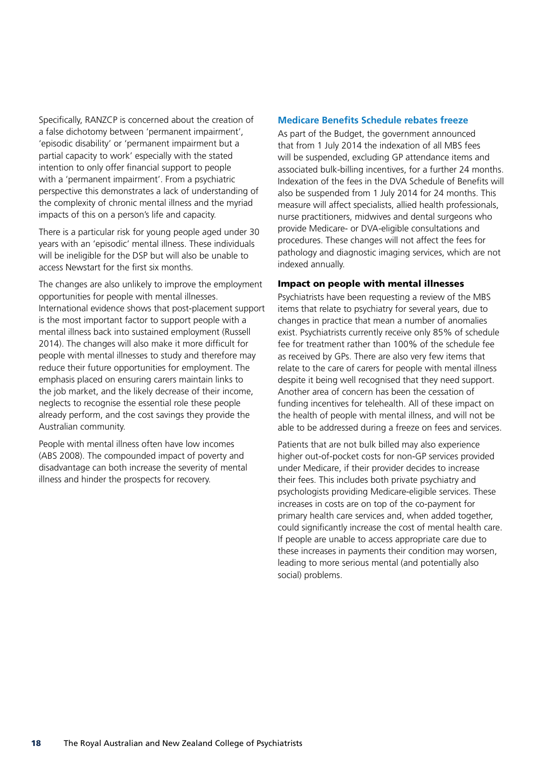Specifically, RANZCP is concerned about the creation of a false dichotomy between 'permanent impairment', 'episodic disability' or 'permanent impairment but a partial capacity to work' especially with the stated intention to only offer financial support to people with a 'permanent impairment'. From a psychiatric perspective this demonstrates a lack of understanding of the complexity of chronic mental illness and the myriad impacts of this on a person's life and capacity.

There is a particular risk for young people aged under 30 years with an 'episodic' mental illness. These individuals will be ineligible for the DSP but will also be unable to access Newstart for the first six months.

The changes are also unlikely to improve the employment opportunities for people with mental illnesses. International evidence shows that post-placement support is the most important factor to support people with a mental illness back into sustained employment (Russell 2014). The changes will also make it more difficult for people with mental illnesses to study and therefore may reduce their future opportunities for employment. The emphasis placed on ensuring carers maintain links to the job market, and the likely decrease of their income, neglects to recognise the essential role these people already perform, and the cost savings they provide the Australian community.

People with mental illness often have low incomes (ABS 2008). The compounded impact of poverty and disadvantage can both increase the severity of mental illness and hinder the prospects for recovery.

## Medicare Benefits Schedule rebates freeze

As part of the Budget, the government announced that from 1 July 2014 the indexation of all MBS fees will be suspended, excluding GP attendance items and associated bulk-billing incentives, for a further 24 months. Indexation of the fees in the DVA Schedule of Benefits will also be suspended from 1 July 2014 for 24 months. This measure will affect specialists, allied health professionals, nurse practitioners, midwives and dental surgeons who provide Medicare- or DVA-eligible consultations and procedures. These changes will not affect the fees for pathology and diagnostic imaging services, which are not indexed annually.

### Impact on people with mental illnesses

Psychiatrists have been requesting a review of the MBS items that relate to psychiatry for several years, due to changes in practice that mean a number of anomalies exist. Psychiatrists currently receive only 85% of schedule fee for treatment rather than 100% of the schedule fee as received by GPs. There are also very few items that relate to the care of carers for people with mental illness despite it being well recognised that they need support. Another area of concern has been the cessation of funding incentives for telehealth. All of these impact on the health of people with mental illness, and will not be able to be addressed during a freeze on fees and services.

Patients that are not bulk billed may also experience higher out-of-pocket costs for non-GP services provided under Medicare, if their provider decides to increase their fees. This includes both private psychiatry and psychologists providing Medicare-eligible services. These increases in costs are on top of the co-payment for primary health care services and, when added together, could significantly increase the cost of mental health care. If people are unable to access appropriate care due to these increases in payments their condition may worsen, leading to more serious mental (and potentially also social) problems.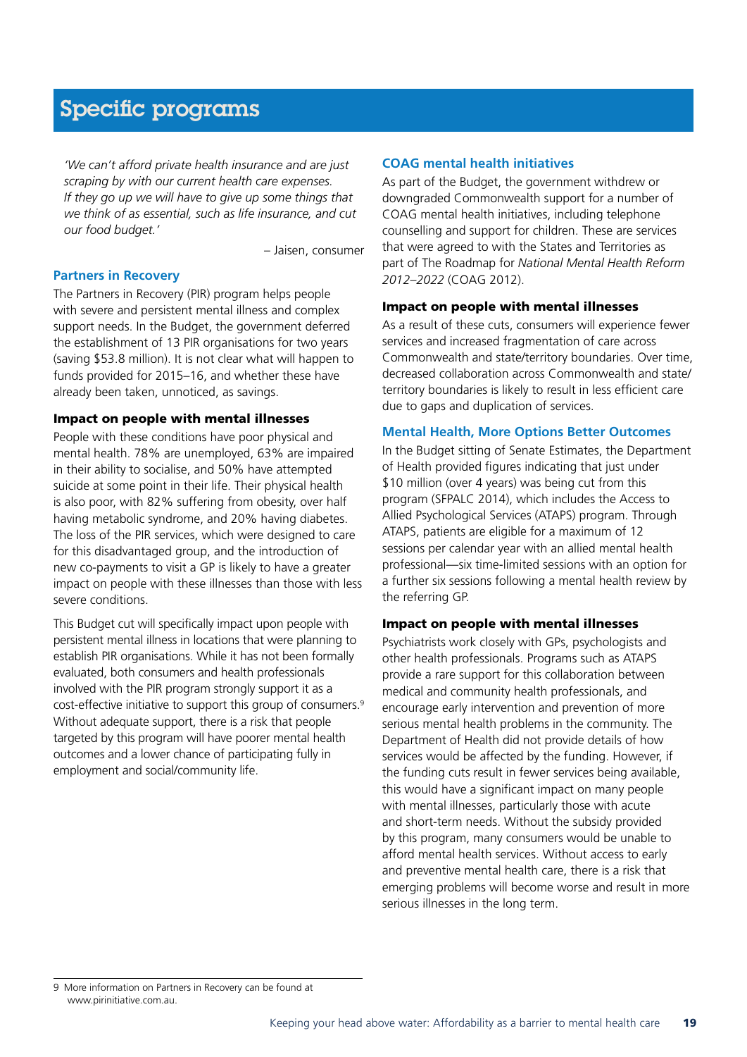# Specific programs

*'We can't afford private health insurance and are just scraping by with our current health care expenses. If they go up we will have to give up some things that we think of as essential, such as life insurance, and cut our food budget.'*

– Jaisen, consumer

## Partners in Recovery

The Partners in Recovery (PIR) program helps people with severe and persistent mental illness and complex support needs. In the Budget, the government deferred the establishment of 13 PIR organisations for two years (saving $53.8 million). It is not clear what will happen to funds provided for 2015–16, and whether these have already been taken, unnoticed, as savings.

### Impact on people with mental illnesses

People with these conditions have poor physical and mental health. 78% are unemployed, 63% are impaired in their ability to socialise, and 50% have attempted suicide at some point in their life. Their physical health is also poor, with 82% suffering from obesity, over half having metabolic syndrome, and 20% having diabetes. The loss of the PIR services, which were designed to care for this disadvantaged group, and the introduction of new co-payments to visit a GP is likely to have a greater impact on people with these illnesses than those with less severe conditions.

This Budget cut will specifically impact upon people with persistent mental illness in locations that were planning to establish PIR organisations. While it has not been formally evaluated, both consumers and health professionals involved with the PIR program strongly support it as a cost-effective initiative to support this group of consumers.[9] Without adequate support, there is a risk that people targeted by this program will have poorer mental health outcomes and a lower chance of participating fully in employment and social/community life.

## COAG mental health initiatives

As part of the Budget, the government withdrew or downgraded Commonwealth support for a number of COAG mental health initiatives, including telephone counselling and support for children. These are services that were agreed to with the States and Territories as part of The Roadmap for *National Mental Health Reform 2012–2022* (COAG 2012).

### Impact on people with mental illnesses

As a result of these cuts, consumers will experience fewer services and increased fragmentation of care across Commonwealth and state/territory boundaries. Over time, decreased collaboration across Commonwealth and state/territory boundaries is likely to result in less efficient care due to gaps and duplication of services.

## Mental Health, More Options Better Outcomes

In the Budget sitting of Senate Estimates, the Department of Health provided figures indicating that just under $10 million (over 4 years) was being cut from this program (SFPALC 2014), which includes the Access to Allied Psychological Services (ATAPS) program. Through ATAPS, patients are eligible for a maximum of 12 sessions per calendar year with an allied mental health professional—six time-limited sessions with an option for a further six sessions following a mental health review by the referring GP.

### Impact on people with mental illnesses

Psychiatrists work closely with GPs, psychologists and other health professionals. Programs such as ATAPS provide a rare support for this collaboration between medical and community health professionals, and encourage early intervention and prevention of more serious mental health problems in the community. The Department of Health did not provide details of how services would be affected by the funding. However, if the funding cuts result in fewer services being available, this would have a significant impact on many people with mental illnesses, particularly those with acute and short-term needs. Without the subsidy provided by this program, many consumers would be unable to afford mental health services. Without access to early and preventive mental health care, there is a risk that emerging problems will become worse and result in more serious illnesses in the long term.

---

9 More information on Partners in Recovery can be found at www.pirinitiative.com.au.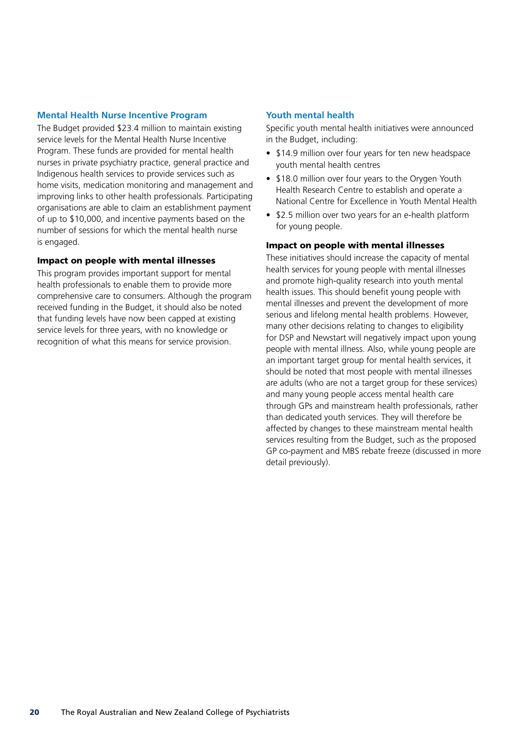## Mental Health Nurse Incentive Program

The Budget provided $23.4 million to maintain existing service levels for the Mental Health Nurse Incentive Program. These funds are provided for mental health nurses in private psychiatry practice, general practice and Indigenous health services to provide services such as home visits, medication monitoring and management and improving links to other health professionals. Participating organisations are able to claim an establishment payment of up to $10,000, and incentive payments based on the number of sessions for which the mental health nurse is engaged.

### Impact on people with mental illnesses

This program provides important support for mental health professionals to enable them to provide more comprehensive care to consumers. Although the program received funding in the Budget, it should also be noted that funding levels have now been capped at existing service levels for three years, with no knowledge or recognition of what this means for service provision.

## Youth mental health

Specific youth mental health initiatives were announced in the Budget, including:

- $14.9 million over four years for ten new headspace youth mental health centres
- $18.0 million over four years to the Orygen Youth Health Research Centre to establish and operate a National Centre for Excellence in Youth Mental Health
- $2.5 million over two years for an e-health platform for young people.

### Impact on people with mental illnesses

These initiatives should increase the capacity of mental health services for young people with mental illnesses and promote high-quality research into youth mental health issues. This should benefit young people with mental illnesses and prevent the development of more serious and lifelong mental health problems. However, many other decisions relating to changes to eligibility for DSP and Newstart will negatively impact upon young people with mental illness. Also, while young people are an important target group for mental health services, it should be noted that most people with mental illnesses are adults (who are not a target group for these services) and many young people access mental health care through GPs and mainstream health professionals, rather than dedicated youth services. They will therefore be affected by changes to these mainstream mental health services resulting from the Budget, such as the proposed GP co-payment and MBS rebate freeze (discussed in more detail previously).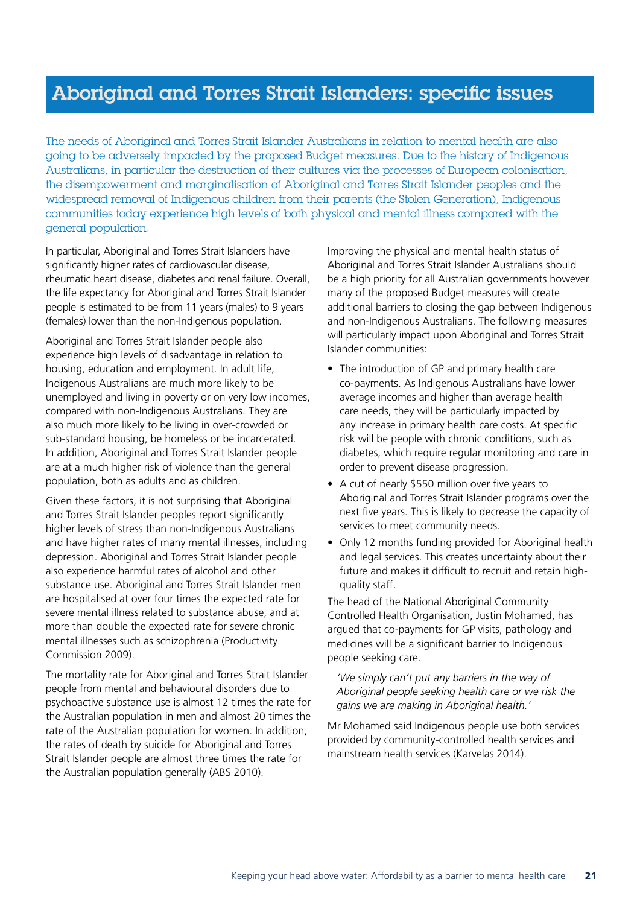# Aboriginal and Torres Strait Islanders: specific issues

The needs of Aboriginal and Torres Strait Islander Australians in relation to mental health are also going to be adversely impacted by the proposed Budget measures. Due to the history of Indigenous Australians, in particular the destruction of their cultures via the processes of European colonisation, the disempowerment and marginalisation of Aboriginal and Torres Strait Islander peoples and the widespread removal of Indigenous children from their parents (the Stolen Generation), Indigenous communities today experience high levels of both physical and mental illness compared with the general population.

In particular, Aboriginal and Torres Strait Islanders have significantly higher rates of cardiovascular disease, rheumatic heart disease, diabetes and renal failure. Overall, the life expectancy for Aboriginal and Torres Strait Islander people is estimated to be from 11 years (males) to 9 years (females) lower than the non-Indigenous population.

Aboriginal and Torres Strait Islander people also experience high levels of disadvantage in relation to housing, education and employment. In adult life, Indigenous Australians are much more likely to be unemployed and living in poverty or on very low incomes, compared with non-Indigenous Australians. They are also much more likely to be living in over-crowded or sub-standard housing, be homeless or be incarcerated. In addition, Aboriginal and Torres Strait Islander people are at a much higher risk of violence than the general population, both as adults and as children.

Given these factors, it is not surprising that Aboriginal and Torres Strait Islander peoples report significantly higher levels of stress than non-Indigenous Australians and have higher rates of many mental illnesses, including depression. Aboriginal and Torres Strait Islander people also experience harmful rates of alcohol and other substance use. Aboriginal and Torres Strait Islander men are hospitalised at over four times the expected rate for severe mental illness related to substance abuse, and at more than double the expected rate for severe chronic mental illnesses such as schizophrenia (Productivity Commission 2009).

The mortality rate for Aboriginal and Torres Strait Islander people from mental and behavioural disorders due to psychoactive substance use is almost 12 times the rate for the Australian population in men and almost 20 times the rate of the Australian population for women. In addition, the rates of death by suicide for Aboriginal and Torres Strait Islander people are almost three times the rate for the Australian population generally (ABS 2010).

Improving the physical and mental health status of Aboriginal and Torres Strait Islander Australians should be a high priority for all Australian governments however many of the proposed Budget measures will create additional barriers to closing the gap between Indigenous and non-Indigenous Australians. The following measures will particularly impact upon Aboriginal and Torres Strait Islander communities:

- The introduction of GP and primary health care co-payments. As Indigenous Australians have lower average incomes and higher than average health care needs, they will be particularly impacted by any increase in primary health care costs. At specific risk will be people with chronic conditions, such as diabetes, which require regular monitoring and care in order to prevent disease progression.
- A cut of nearly $550 million over five years to Aboriginal and Torres Strait Islander programs over the next five years. This is likely to decrease the capacity of services to meet community needs.
- Only 12 months funding provided for Aboriginal health and legal services. This creates uncertainty about their future and makes it difficult to recruit and retain high-quality staff.

The head of the National Aboriginal Community Controlled Health Organisation, Justin Mohamed, has argued that co-payments for GP visits, pathology and medicines will be a significant barrier to Indigenous people seeking care.

> *'We simply can't put any barriers in the way of Aboriginal people seeking health care or we risk the gains we are making in Aboriginal health.'*

Mr Mohamed said Indigenous people use both services provided by community-controlled health services and mainstream health services (Karvelas 2014).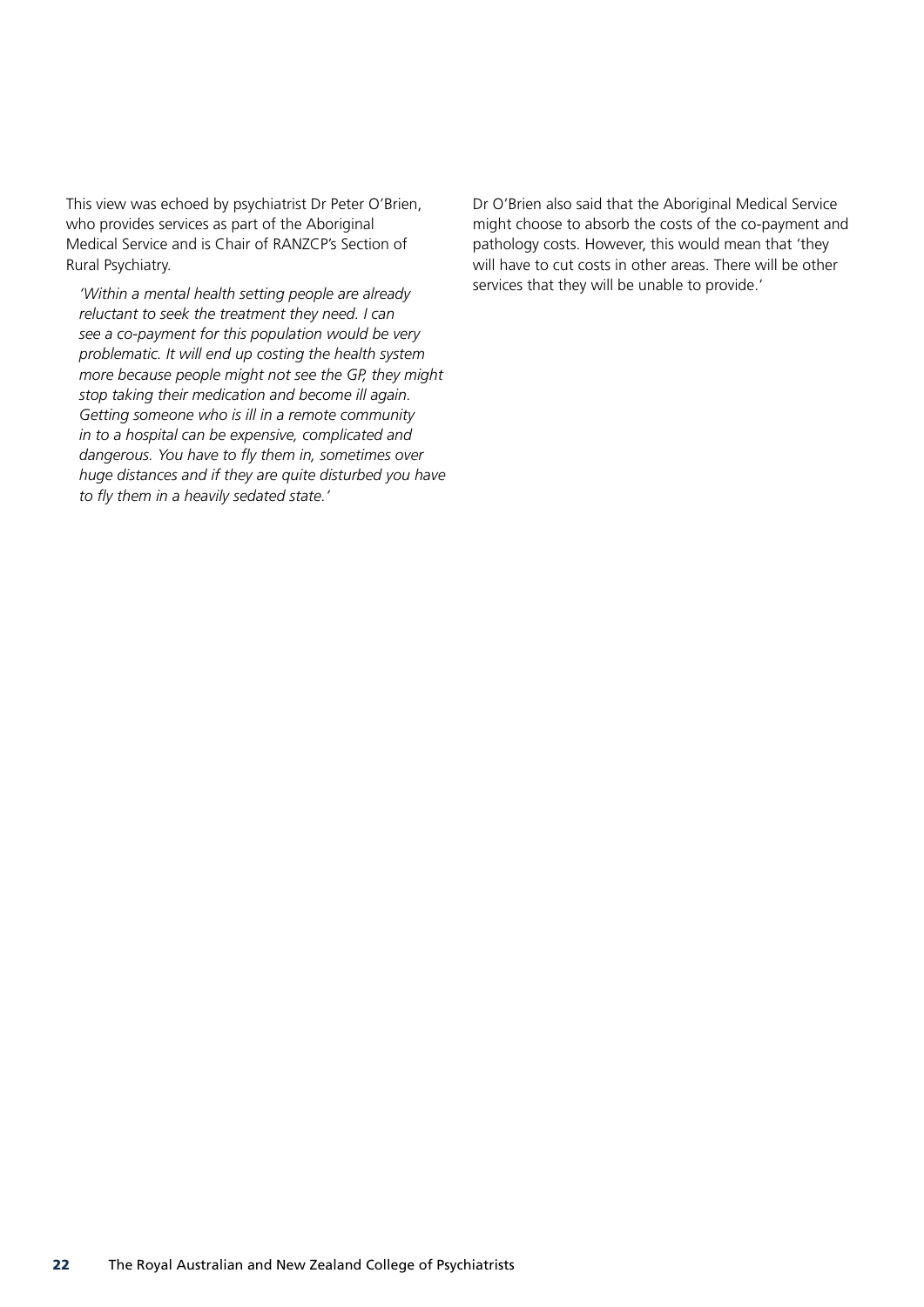This view was echoed by psychiatrist Dr Peter O'Brien, who provides services as part of the Aboriginal Medical Service and is Chair of RANZCP's Section of Rural Psychiatry.

> *'Within a mental health setting people are already reluctant to seek the treatment they need. I can see a co-payment for this population would be very problematic. It will end up costing the health system more because people might not see the GP, they might stop taking their medication and become ill again. Getting someone who is ill in a remote community in to a hospital can be expensive, complicated and dangerous. You have to fly them in, sometimes over huge distances and if they are quite disturbed you have to fly them in a heavily sedated state.'*

Dr O'Brien also said that the Aboriginal Medical Service might choose to absorb the costs of the co-payment and pathology costs. However, this would mean that 'they will have to cut costs in other areas. There will be other services that they will be unable to provide.'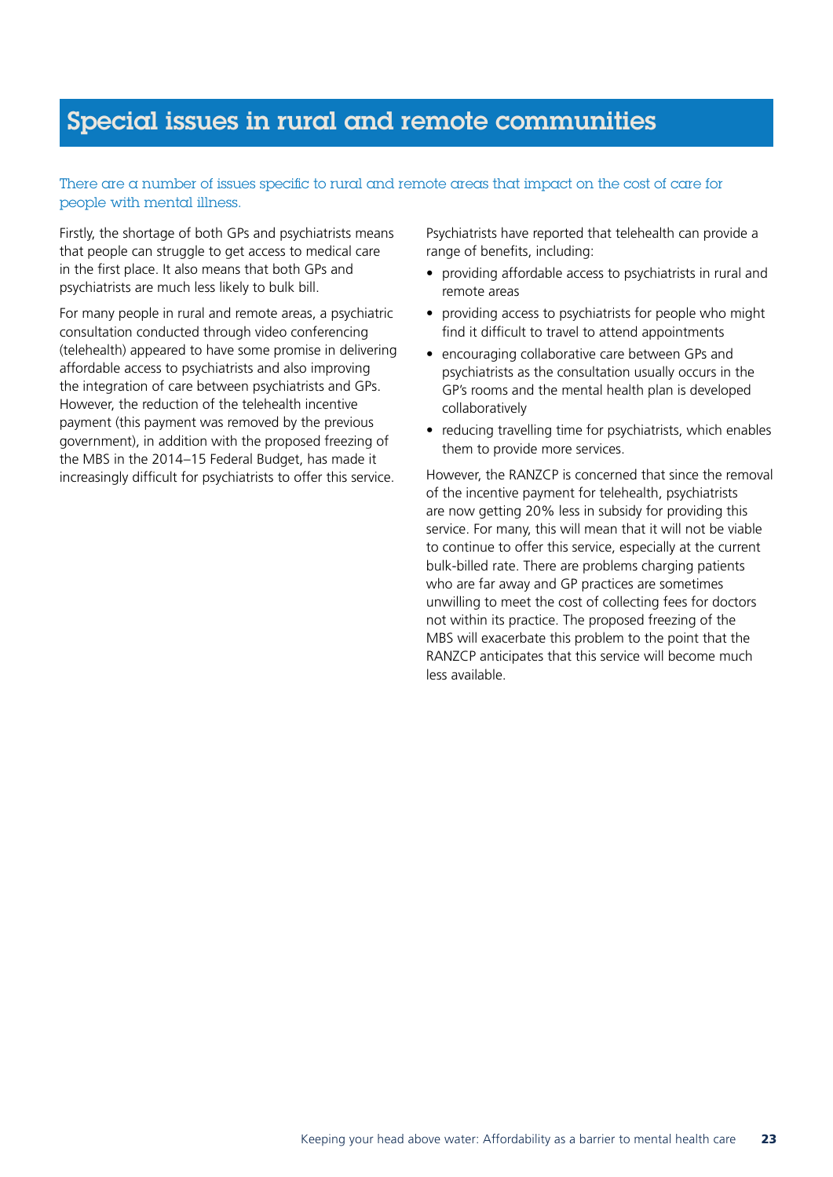# Special issues in rural and remote communities

There are a number of issues specific to rural and remote areas that impact on the cost of care for people with mental illness.

Firstly, the shortage of both GPs and psychiatrists means that people can struggle to get access to medical care in the first place. It also means that both GPs and psychiatrists are much less likely to bulk bill.

For many people in rural and remote areas, a psychiatric consultation conducted through video conferencing (telehealth) appeared to have some promise in delivering affordable access to psychiatrists and also improving the integration of care between psychiatrists and GPs. However, the reduction of the telehealth incentive payment (this payment was removed by the previous government), in addition with the proposed freezing of the MBS in the 2014–15 Federal Budget, has made it increasingly difficult for psychiatrists to offer this service.

Psychiatrists have reported that telehealth can provide a range of benefits, including:

- providing affordable access to psychiatrists in rural and remote areas
- providing access to psychiatrists for people who might find it difficult to travel to attend appointments
- encouraging collaborative care between GPs and psychiatrists as the consultation usually occurs in the GP's rooms and the mental health plan is developed collaboratively
- reducing travelling time for psychiatrists, which enables them to provide more services.

However, the RANZCP is concerned that since the removal of the incentive payment for telehealth, psychiatrists are now getting 20% less in subsidy for providing this service. For many, this will mean that it will not be viable to continue to offer this service, especially at the current bulk-billed rate. There are problems charging patients who are far away and GP practices are sometimes unwilling to meet the cost of collecting fees for doctors not within its practice. The proposed freezing of the MBS will exacerbate this problem to the point that the RANZCP anticipates that this service will become much less available.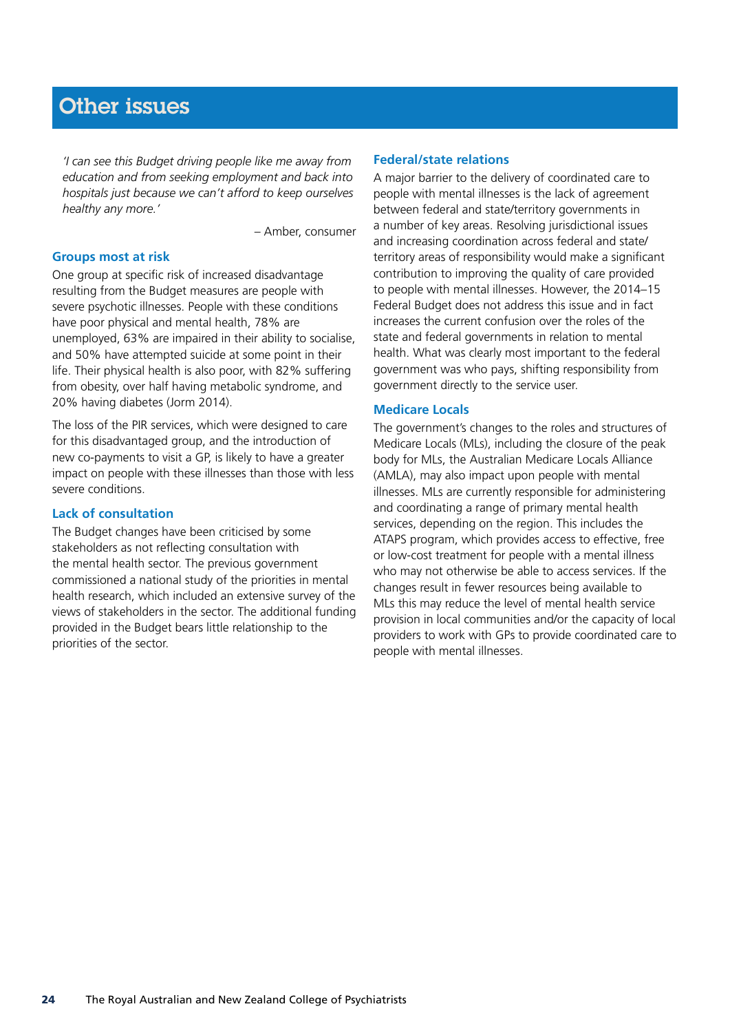# Other issues

*'I can see this Budget driving people like me away from education and from seeking employment and back into hospitals just because we can't afford to keep ourselves healthy any more.'*

– Amber, consumer

### Groups most at risk

One group at specific risk of increased disadvantage resulting from the Budget measures are people with severe psychotic illnesses. People with these conditions have poor physical and mental health, 78% are unemployed, 63% are impaired in their ability to socialise, and 50% have attempted suicide at some point in their life. Their physical health is also poor, with 82% suffering from obesity, over half having metabolic syndrome, and 20% having diabetes (Jorm 2014).

The loss of the PIR services, which were designed to care for this disadvantaged group, and the introduction of new co-payments to visit a GP, is likely to have a greater impact on people with these illnesses than those with less severe conditions.

### Lack of consultation

The Budget changes have been criticised by some stakeholders as not reflecting consultation with the mental health sector. The previous government commissioned a national study of the priorities in mental health research, which included an extensive survey of the views of stakeholders in the sector. The additional funding provided in the Budget bears little relationship to the priorities of the sector.

### Federal/state relations

A major barrier to the delivery of coordinated care to people with mental illnesses is the lack of agreement between federal and state/territory governments in a number of key areas. Resolving jurisdictional issues and increasing coordination across federal and state/territory areas of responsibility would make a significant contribution to improving the quality of care provided to people with mental illnesses. However, the 2014–15 Federal Budget does not address this issue and in fact increases the current confusion over the roles of the state and federal governments in relation to mental health. What was clearly most important to the federal government was who pays, shifting responsibility from government directly to the service user.

### Medicare Locals

The government's changes to the roles and structures of Medicare Locals (MLs), including the closure of the peak body for MLs, the Australian Medicare Locals Alliance (AMLA), may also impact upon people with mental illnesses. MLs are currently responsible for administering and coordinating a range of primary mental health services, depending on the region. This includes the ATAPS program, which provides access to effective, free or low-cost treatment for people with a mental illness who may not otherwise be able to access services. If the changes result in fewer resources being available to MLs this may reduce the level of mental health service provision in local communities and/or the capacity of local providers to work with GPs to provide coordinated care to people with mental illnesses.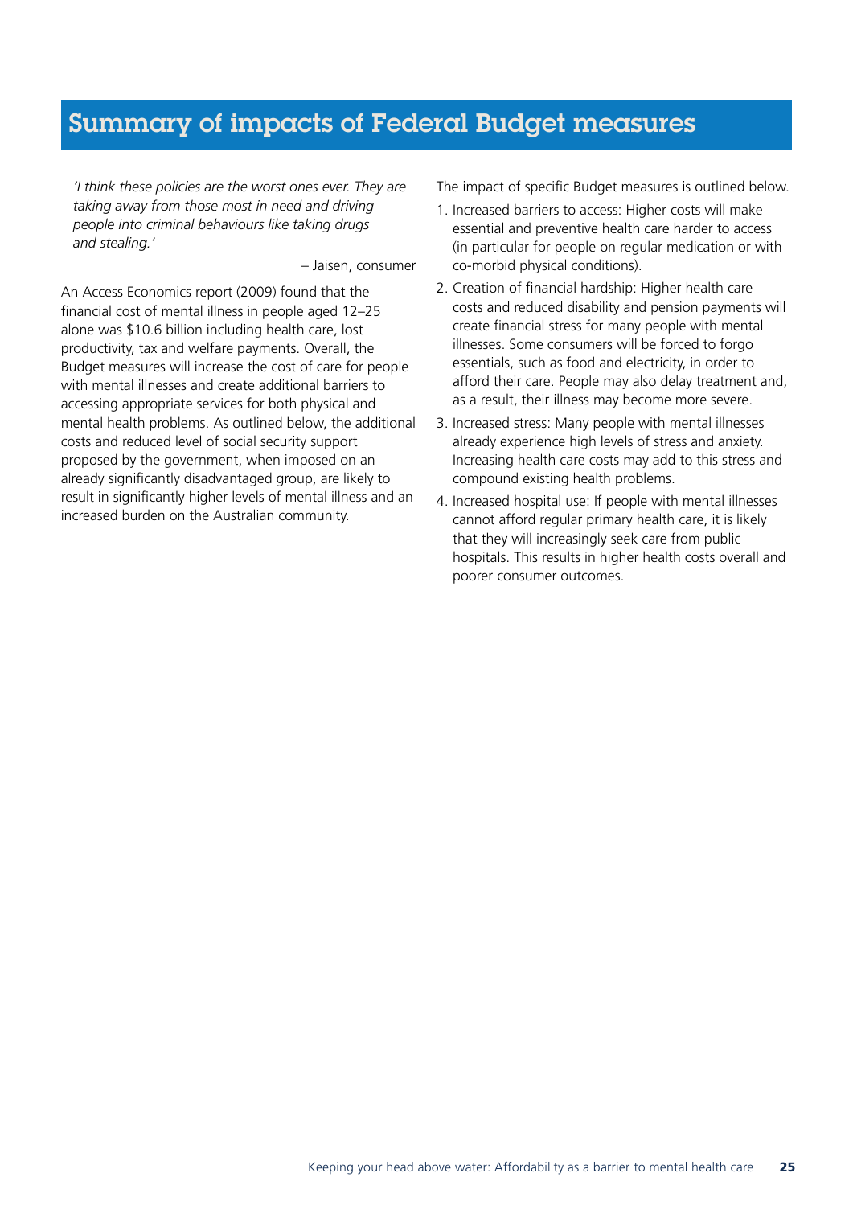# Summary of impacts of Federal Budget measures

*'I think these policies are the worst ones ever. They are taking away from those most in need and driving people into criminal behaviours like taking drugs and stealing.'*

– Jaisen, consumer

An Access Economics report (2009) found that the financial cost of mental illness in people aged 12–25 alone was $10.6 billion including health care, lost productivity, tax and welfare payments. Overall, the Budget measures will increase the cost of care for people with mental illnesses and create additional barriers to accessing appropriate services for both physical and mental health problems. As outlined below, the additional costs and reduced level of social security support proposed by the government, when imposed on an already significantly disadvantaged group, are likely to result in significantly higher levels of mental illness and an increased burden on the Australian community.

The impact of specific Budget measures is outlined below.

1. Increased barriers to access: Higher costs will make essential and preventive health care harder to access (in particular for people on regular medication or with co-morbid physical conditions).
2. Creation of financial hardship: Higher health care costs and reduced disability and pension payments will create financial stress for many people with mental illnesses. Some consumers will be forced to forgo essentials, such as food and electricity, in order to afford their care. People may also delay treatment and, as a result, their illness may become more severe.
3. Increased stress: Many people with mental illnesses already experience high levels of stress and anxiety. Increasing health care costs may add to this stress and compound existing health problems.
4. Increased hospital use: If people with mental illnesses cannot afford regular primary health care, it is likely that they will increasingly seek care from public hospitals. This results in higher health costs overall and poorer consumer outcomes.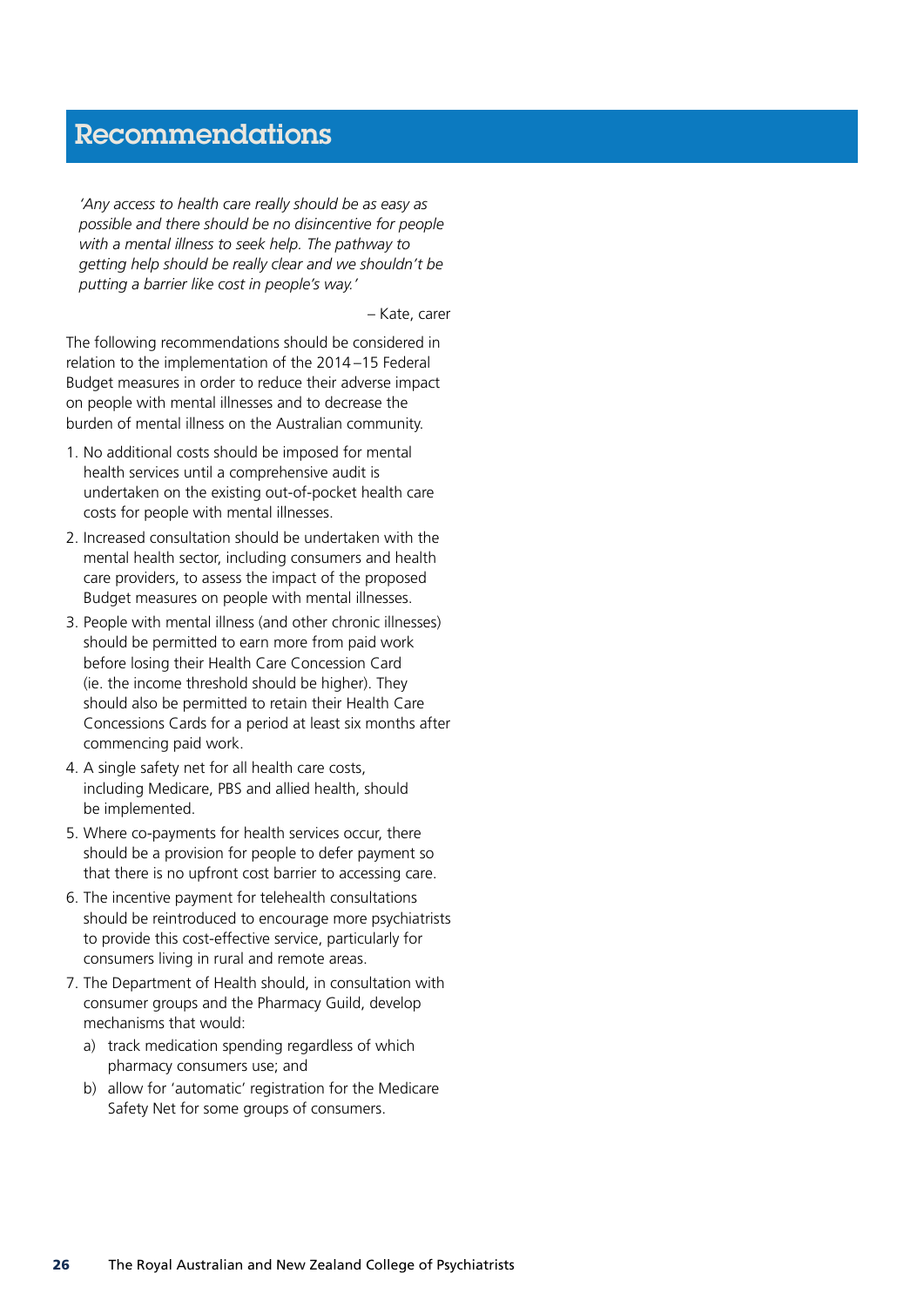# Recommendations

*'Any access to health care really should be as easy as possible and there should be no disincentive for people with a mental illness to seek help. The pathway to getting help should be really clear and we shouldn't be putting a barrier like cost in people's way.'*

– Kate, carer

The following recommendations should be considered in relation to the implementation of the 2014–15 Federal Budget measures in order to reduce their adverse impact on people with mental illnesses and to decrease the burden of mental illness on the Australian community.

1. No additional costs should be imposed for mental health services until a comprehensive audit is undertaken on the existing out-of-pocket health care costs for people with mental illnesses.
2. Increased consultation should be undertaken with the mental health sector, including consumers and health care providers, to assess the impact of the proposed Budget measures on people with mental illnesses.
3. People with mental illness (and other chronic illnesses) should be permitted to earn more from paid work before losing their Health Care Concession Card (ie. the income threshold should be higher). They should also be permitted to retain their Health Care Concessions Cards for a period at least six months after commencing paid work.
4. A single safety net for all health care costs, including Medicare, PBS and allied health, should be implemented.
5. Where co-payments for health services occur, there should be a provision for people to defer payment so that there is no upfront cost barrier to accessing care.
6. The incentive payment for telehealth consultations should be reintroduced to encourage more psychiatrists to provide this cost-effective service, particularly for consumers living in rural and remote areas.
7. The Department of Health should, in consultation with consumer groups and the Pharmacy Guild, develop mechanisms that would:
   a) track medication spending regardless of which pharmacy consumers use; and
   b) allow for 'automatic' registration for the Medicare Safety Net for some groups of consumers.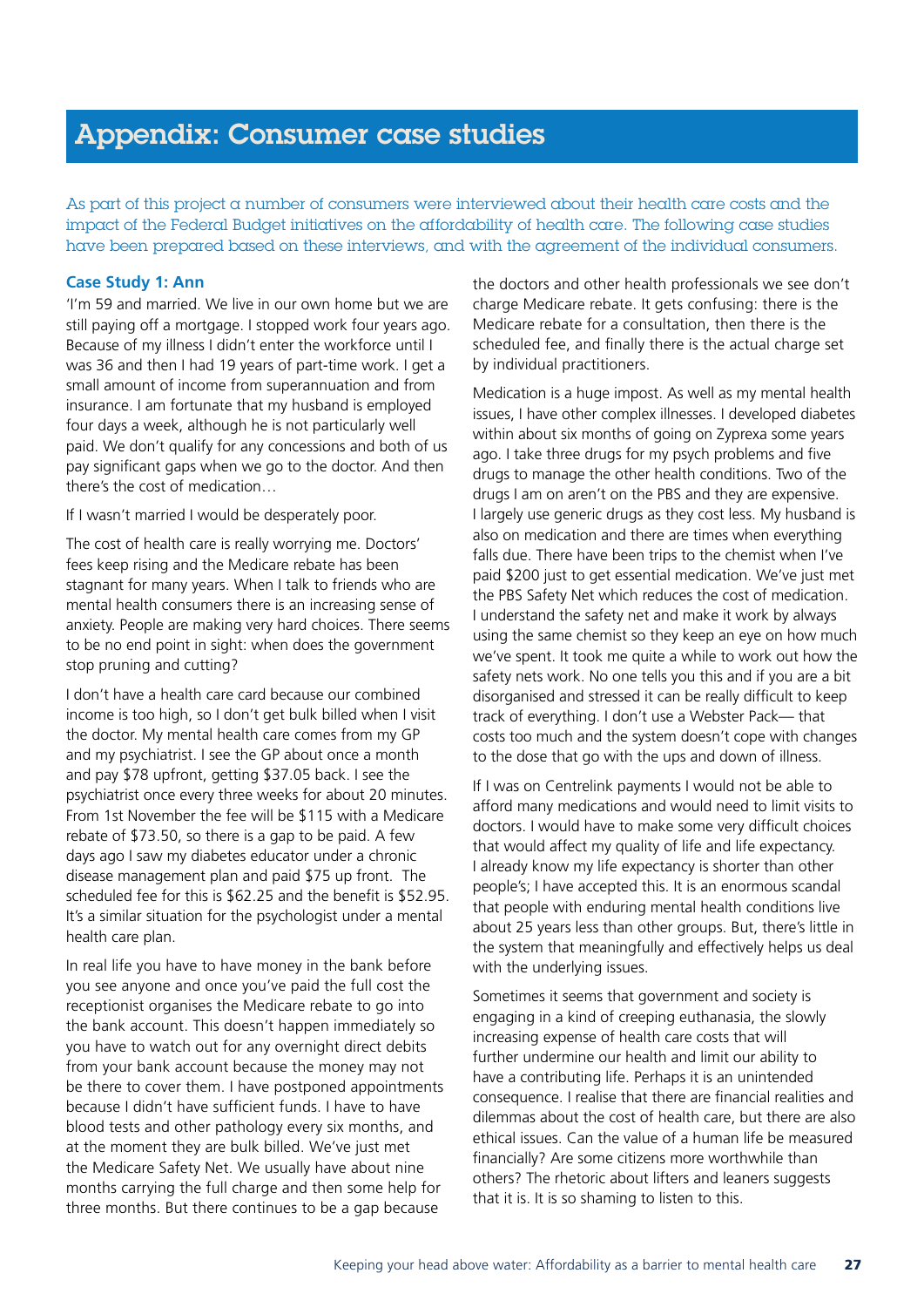# Appendix: Consumer case studies

As part of this project a number of consumers were interviewed about their health care costs and the impact of the Federal Budget initiatives on the affordability of health care. The following case studies have been prepared based on these interviews, and with the agreement of the individual consumers.

### Case Study 1: Ann

'I'm 59 and married. We live in our own home but we are still paying off a mortgage. I stopped work four years ago. Because of my illness I didn't enter the workforce until I was 36 and then I had 19 years of part-time work. I get a small amount of income from superannuation and from insurance. I am fortunate that my husband is employed four days a week, although he is not particularly well paid. We don't qualify for any concessions and both of us pay significant gaps when we go to the doctor. And then there's the cost of medication…

If I wasn't married I would be desperately poor.

The cost of health care is really worrying me. Doctors' fees keep rising and the Medicare rebate has been stagnant for many years. When I talk to friends who are mental health consumers there is an increasing sense of anxiety. People are making very hard choices. There seems to be no end point in sight: when does the government stop pruning and cutting?

I don't have a health care card because our combined income is too high, so I don't get bulk billed when I visit the doctor. My mental health care comes from my GP and my psychiatrist. I see the GP about once a month and pay $78 upfront, getting $37.05 back. I see the psychiatrist once every three weeks for about 20 minutes. From 1st November the fee will be $115 with a Medicare rebate of $73.50, so there is a gap to be paid. A few days ago I saw my diabetes educator under a chronic disease management plan and paid $75 up front. The scheduled fee for this is $62.25 and the benefit is $52.95. It's a similar situation for the psychologist under a mental health care plan.

In real life you have to have money in the bank before you see anyone and once you've paid the full cost the receptionist organises the Medicare rebate to go into the bank account. This doesn't happen immediately so you have to watch out for any overnight direct debits from your bank account because the money may not be there to cover them. I have postponed appointments because I didn't have sufficient funds. I have to have blood tests and other pathology every six months, and at the moment they are bulk billed. We've just met the Medicare Safety Net. We usually have about nine months carrying the full charge and then some help for three months. But there continues to be a gap because the doctors and other health professionals we see don't charge Medicare rebate. It gets confusing: there is the Medicare rebate for a consultation, then there is the scheduled fee, and finally there is the actual charge set by individual practitioners.

Medication is a huge impost. As well as my mental health issues, I have other complex illnesses. I developed diabetes within about six months of going on Zyprexa some years ago. I take three drugs for my psych problems and five drugs to manage the other health conditions. Two of the drugs I am on aren't on the PBS and they are expensive. I largely use generic drugs as they cost less. My husband is also on medication and there are times when everything falls due. There have been trips to the chemist when I've paid $200 just to get essential medication. We've just met the PBS Safety Net which reduces the cost of medication. I understand the safety net and make it work by always using the same chemist so they keep an eye on how much we've spent. It took me quite a while to work out how the safety nets work. No one tells you this and if you are a bit disorganised and stressed it can be really difficult to keep track of everything. I don't use a Webster Pack— that costs too much and the system doesn't cope with changes to the dose that go with the ups and down of illness.

If I was on Centrelink payments I would not be able to afford many medications and would need to limit visits to doctors. I would have to make some very difficult choices that would affect my quality of life and life expectancy. I already know my life expectancy is shorter than other people's; I have accepted this. It is an enormous scandal that people with enduring mental health conditions live about 25 years less than other groups. But, there's little in the system that meaningfully and effectively helps us deal with the underlying issues.

Sometimes it seems that government and society is engaging in a kind of creeping euthanasia, the slowly increasing expense of health care costs that will further undermine our health and limit our ability to have a contributing life. Perhaps it is an unintended consequence. I realise that there are financial realities and dilemmas about the cost of health care, but there are also ethical issues. Can the value of a human life be measured financially? Are some citizens more worthwhile than others? The rhetoric about lifters and leaners suggests that it is. It is so shaming to listen to this.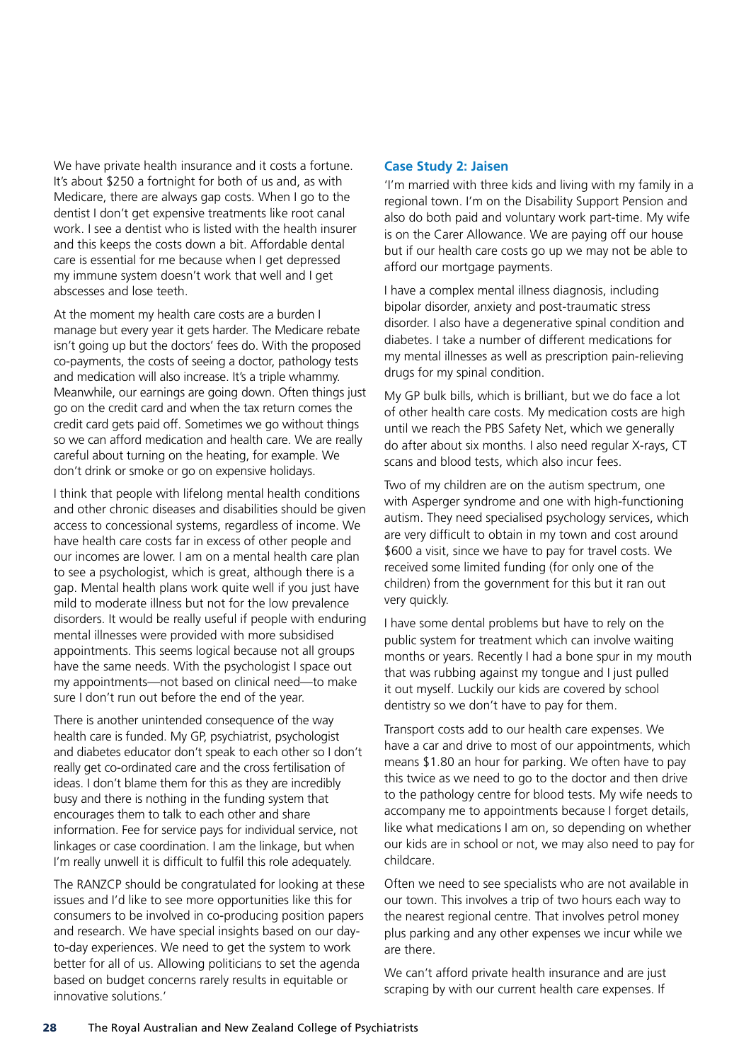We have private health insurance and it costs a fortune. It's about $250 a fortnight for both of us and, as with Medicare, there are always gap costs. When I go to the dentist I don't get expensive treatments like root canal work. I see a dentist who is listed with the health insurer and this keeps the costs down a bit. Affordable dental care is essential for me because when I get depressed my immune system doesn't work that well and I get abscesses and lose teeth.

At the moment my health care costs are a burden I manage but every year it gets harder. The Medicare rebate isn't going up but the doctors' fees do. With the proposed co-payments, the costs of seeing a doctor, pathology tests and medication will also increase. It's a triple whammy. Meanwhile, our earnings are going down. Often things just go on the credit card and when the tax return comes the credit card gets paid off. Sometimes we go without things so we can afford medication and health care. We are really careful about turning on the heating, for example. We don't drink or smoke or go on expensive holidays.

I think that people with lifelong mental health conditions and other chronic diseases and disabilities should be given access to concessional systems, regardless of income. We have health care costs far in excess of other people and our incomes are lower. I am on a mental health care plan to see a psychologist, which is great, although there is a gap. Mental health plans work quite well if you just have mild to moderate illness but not for the low prevalence disorders. It would be really useful if people with enduring mental illnesses were provided with more subsidised appointments. This seems logical because not all groups have the same needs. With the psychologist I space out my appointments—not based on clinical need—to make sure I don't run out before the end of the year.

There is another unintended consequence of the way health care is funded. My GP, psychiatrist, psychologist and diabetes educator don't speak to each other so I don't really get co-ordinated care and the cross fertilisation of ideas. I don't blame them for this as they are incredibly busy and there is nothing in the funding system that encourages them to talk to each other and share information. Fee for service pays for individual service, not linkages or case coordination. I am the linkage, but when I'm really unwell it is difficult to fulfil this role adequately.

The RANZCP should be congratulated for looking at these issues and I'd like to see more opportunities like this for consumers to be involved in co-producing position papers and research. We have special insights based on our day-to-day experiences. We need to get the system to work better for all of us. Allowing politicians to set the agenda based on budget concerns rarely results in equitable or innovative solutions.'

### Case Study 2: Jaisen

'I'm married with three kids and living with my family in a regional town. I'm on the Disability Support Pension and also do both paid and voluntary work part-time. My wife is on the Carer Allowance. We are paying off our house but if our health care costs go up we may not be able to afford our mortgage payments.

I have a complex mental illness diagnosis, including bipolar disorder, anxiety and post-traumatic stress disorder. I also have a degenerative spinal condition and diabetes. I take a number of different medications for my mental illnesses as well as prescription pain-relieving drugs for my spinal condition.

My GP bulk bills, which is brilliant, but we do face a lot of other health care costs. My medication costs are high until we reach the PBS Safety Net, which we generally do after about six months. I also need regular X-rays, CT scans and blood tests, which also incur fees.

Two of my children are on the autism spectrum, one with Asperger syndrome and one with high-functioning autism. They need specialised psychology services, which are very difficult to obtain in my town and cost around $600 a visit, since we have to pay for travel costs. We received some limited funding (for only one of the children) from the government for this but it ran out very quickly.

I have some dental problems but have to rely on the public system for treatment which can involve waiting months or years. Recently I had a bone spur in my mouth that was rubbing against my tongue and I just pulled it out myself. Luckily our kids are covered by school dentistry so we don't have to pay for them.

Transport costs add to our health care expenses. We have a car and drive to most of our appointments, which means $1.80 an hour for parking. We often have to pay this twice as we need to go to the doctor and then drive to the pathology centre for blood tests. My wife needs to accompany me to appointments because I forget details, like what medications I am on, so depending on whether our kids are in school or not, we may also need to pay for childcare.

Often we need to see specialists who are not available in our town. This involves a trip of two hours each way to the nearest regional centre. That involves petrol money plus parking and any other expenses we incur while we are there.

We can't afford private health insurance and are just scraping by with our current health care expenses. If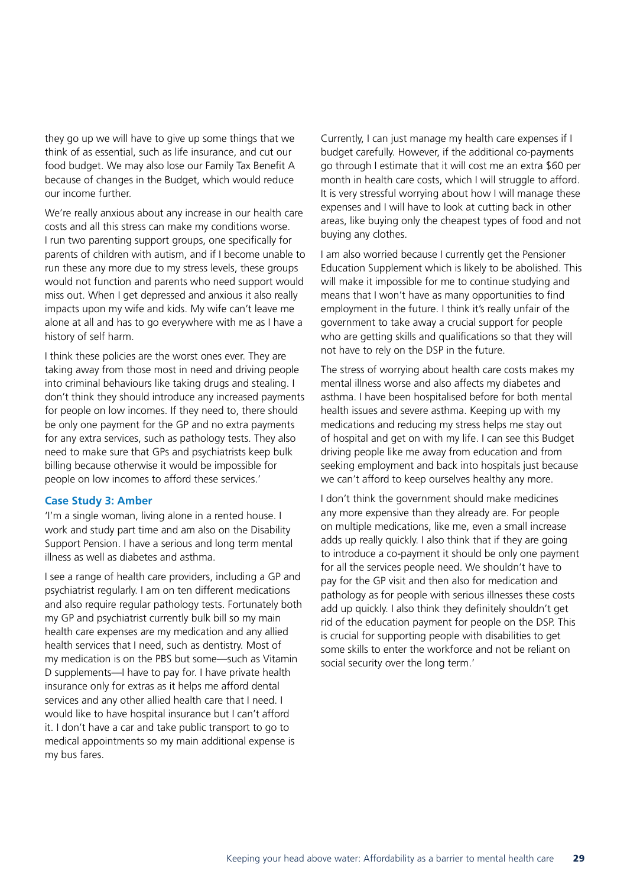they go up we will have to give up some things that we think of as essential, such as life insurance, and cut our food budget. We may also lose our Family Tax Benefit A because of changes in the Budget, which would reduce our income further.

We're really anxious about any increase in our health care costs and all this stress can make my conditions worse. I run two parenting support groups, one specifically for parents of children with autism, and if I become unable to run these any more due to my stress levels, these groups would not function and parents who need support would miss out. When I get depressed and anxious it also really impacts upon my wife and kids. My wife can't leave me alone at all and has to go everywhere with me as I have a history of self harm.

I think these policies are the worst ones ever. They are taking away from those most in need and driving people into criminal behaviours like taking drugs and stealing. I don't think they should introduce any increased payments for people on low incomes. If they need to, there should be only one payment for the GP and no extra payments for any extra services, such as pathology tests. They also need to make sure that GPs and psychiatrists keep bulk billing because otherwise it would be impossible for people on low incomes to afford these services.'

#### Case Study 3: Amber

'I'm a single woman, living alone in a rented house. I work and study part time and am also on the Disability Support Pension. I have a serious and long term mental illness as well as diabetes and asthma.

I see a range of health care providers, including a GP and psychiatrist regularly. I am on ten different medications and also require regular pathology tests. Fortunately both my GP and psychiatrist currently bulk bill so my main health care expenses are my medication and any allied health services that I need, such as dentistry. Most of my medication is on the PBS but some—such as Vitamin D supplements—I have to pay for. I have private health insurance only for extras as it helps me afford dental services and any other allied health care that I need. I would like to have hospital insurance but I can't afford it. I don't have a car and take public transport to go to medical appointments so my main additional expense is my bus fares.

Currently, I can just manage my health care expenses if I budget carefully. However, if the additional co-payments go through I estimate that it will cost me an extra $60 per month in health care costs, which I will struggle to afford. It is very stressful worrying about how I will manage these expenses and I will have to look at cutting back in other areas, like buying only the cheapest types of food and not buying any clothes.

I am also worried because I currently get the Pensioner Education Supplement which is likely to be abolished. This will make it impossible for me to continue studying and means that I won't have as many opportunities to find employment in the future. I think it's really unfair of the government to take away a crucial support for people who are getting skills and qualifications so that they will not have to rely on the DSP in the future.

The stress of worrying about health care costs makes my mental illness worse and also affects my diabetes and asthma. I have been hospitalised before for both mental health issues and severe asthma. Keeping up with my medications and reducing my stress helps me stay out of hospital and get on with my life. I can see this Budget driving people like me away from education and from seeking employment and back into hospitals just because we can't afford to keep ourselves healthy any more.

I don't think the government should make medicines any more expensive than they already are. For people on multiple medications, like me, even a small increase adds up really quickly. I also think that if they are going to introduce a co-payment it should be only one payment for all the services people need. We shouldn't have to pay for the GP visit and then also for medication and pathology as for people with serious illnesses these costs add up quickly. I also think they definitely shouldn't get rid of the education payment for people on the DSP. This is crucial for supporting people with disabilities to get some skills to enter the workforce and not be reliant on social security over the long term.'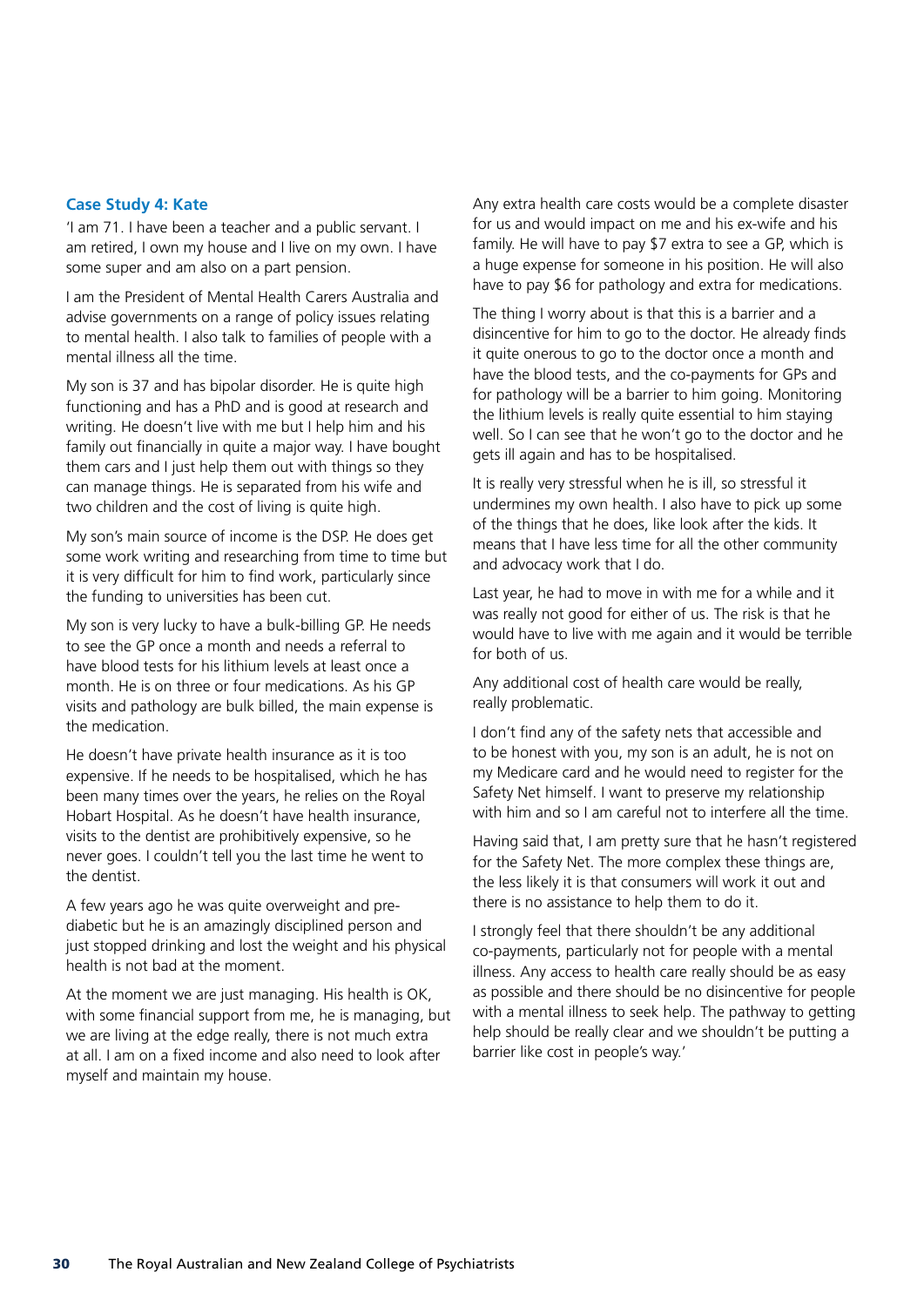### Case Study 4: Kate

'I am 71. I have been a teacher and a public servant. I am retired, I own my house and I live on my own. I have some super and am also on a part pension.

I am the President of Mental Health Carers Australia and advise governments on a range of policy issues relating to mental health. I also talk to families of people with a mental illness all the time.

My son is 37 and has bipolar disorder. He is quite high functioning and has a PhD and is good at research and writing. He doesn't live with me but I help him and his family out financially in quite a major way. I have bought them cars and I just help them out with things so they can manage things. He is separated from his wife and two children and the cost of living is quite high.

My son's main source of income is the DSP. He does get some work writing and researching from time to time but it is very difficult for him to find work, particularly since the funding to universities has been cut.

My son is very lucky to have a bulk-billing GP. He needs to see the GP once a month and needs a referral to have blood tests for his lithium levels at least once a month. He is on three or four medications. As his GP visits and pathology are bulk billed, the main expense is the medication.

He doesn't have private health insurance as it is too expensive. If he needs to be hospitalised, which he has been many times over the years, he relies on the Royal Hobart Hospital. As he doesn't have health insurance, visits to the dentist are prohibitively expensive, so he never goes. I couldn't tell you the last time he went to the dentist.

A few years ago he was quite overweight and pre-diabetic but he is an amazingly disciplined person and just stopped drinking and lost the weight and his physical health is not bad at the moment.

At the moment we are just managing. His health is OK, with some financial support from me, he is managing, but we are living at the edge really, there is not much extra at all. I am on a fixed income and also need to look after myself and maintain my house.

Any extra health care costs would be a complete disaster for us and would impact on me and his ex-wife and his family. He will have to pay $7 extra to see a GP, which is a huge expense for someone in his position. He will also have to pay $6 for pathology and extra for medications.

The thing I worry about is that this is a barrier and a disincentive for him to go to the doctor. He already finds it quite onerous to go to the doctor once a month and have the blood tests, and the co-payments for GPs and for pathology will be a barrier to him going. Monitoring the lithium levels is really quite essential to him staying well. So I can see that he won't go to the doctor and he gets ill again and has to be hospitalised.

It is really very stressful when he is ill, so stressful it undermines my own health. I also have to pick up some of the things that he does, like look after the kids. It means that I have less time for all the other community and advocacy work that I do.

Last year, he had to move in with me for a while and it was really not good for either of us. The risk is that he would have to live with me again and it would be terrible for both of us.

Any additional cost of health care would be really, really problematic.

I don't find any of the safety nets that accessible and to be honest with you, my son is an adult, he is not on my Medicare card and he would need to register for the Safety Net himself. I want to preserve my relationship with him and so I am careful not to interfere all the time.

Having said that, I am pretty sure that he hasn't registered for the Safety Net. The more complex these things are, the less likely it is that consumers will work it out and there is no assistance to help them to do it.

I strongly feel that there shouldn't be any additional co-payments, particularly not for people with a mental illness. Any access to health care really should be as easy as possible and there should be no disincentive for people with a mental illness to seek help. The pathway to getting help should be really clear and we shouldn't be putting a barrier like cost in people's way.'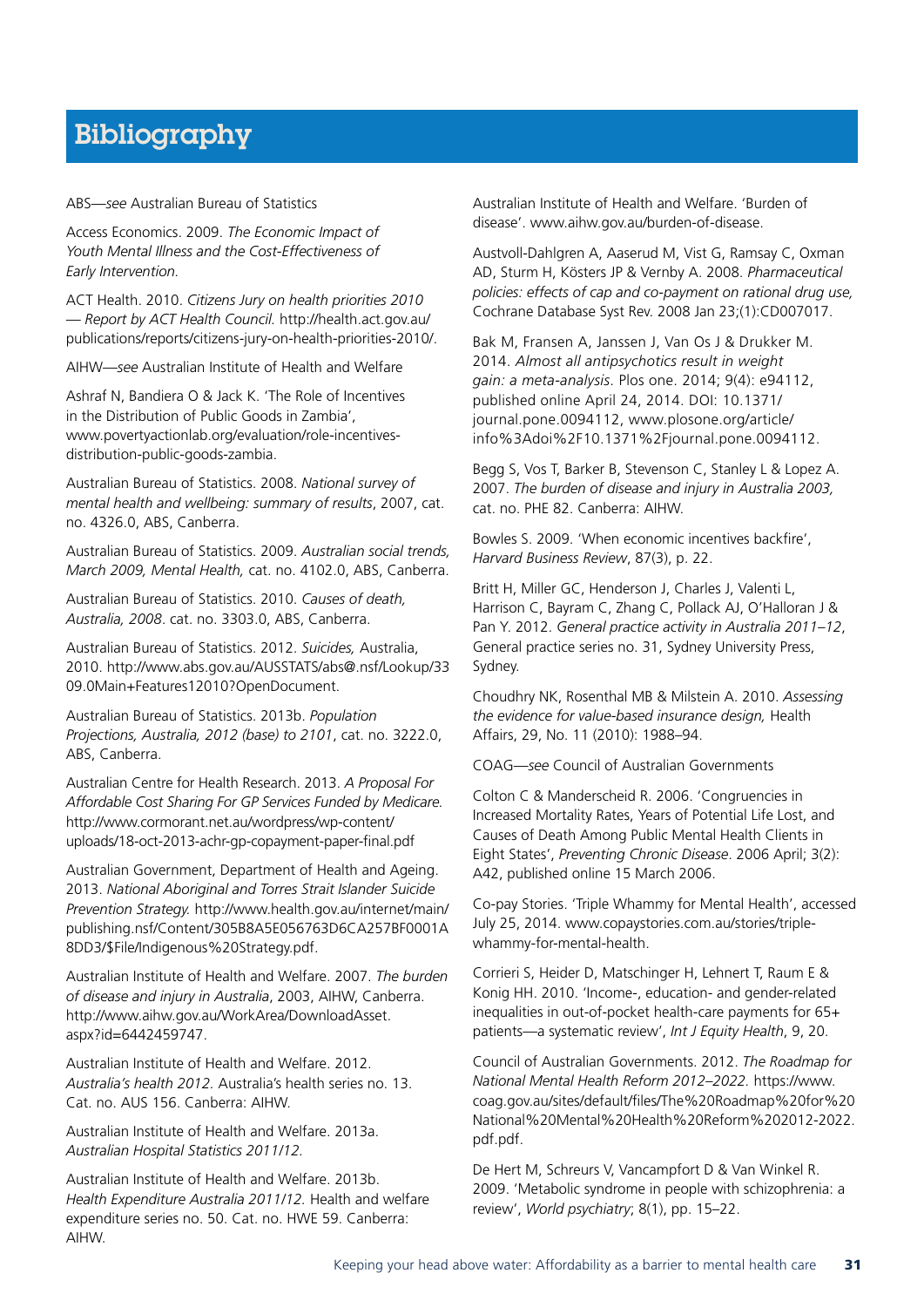# Bibliography

ABS—*see* Australian Bureau of Statistics

Access Economics. 2009. *The Economic Impact of Youth Mental Illness and the Cost-Effectiveness of Early Intervention.*

ACT Health. 2010. *Citizens Jury on health priorities 2010 — Report by ACT Health Council.* http://health.act.gov.au/publications/reports/citizens-jury-on-health-priorities-2010/.

AIHW—*see* Australian Institute of Health and Welfare

Ashraf N, Bandiera O & Jack K. 'The Role of Incentives in the Distribution of Public Goods in Zambia', www.povertyactionlab.org/evaluation/role-incentives-distribution-public-goods-zambia.

Australian Bureau of Statistics. 2008. *National survey of mental health and wellbeing: summary of results*, 2007, cat. no. 4326.0, ABS, Canberra.

Australian Bureau of Statistics. 2009. *Australian social trends, March 2009, Mental Health,* cat. no. 4102.0, ABS, Canberra.

Australian Bureau of Statistics. 2010. *Causes of death, Australia, 2008*. cat. no. 3303.0, ABS, Canberra.

Australian Bureau of Statistics. 2012. *Suicides,* Australia, 2010. http://www.abs.gov.au/AUSSTATS/abs@.nsf/Lookup/3309.0Main+Features12010?OpenDocument.

Australian Bureau of Statistics. 2013b. *Population Projections, Australia, 2012 (base) to 2101*, cat. no. 3222.0, ABS, Canberra.

Australian Centre for Health Research. 2013. *A Proposal For Affordable Cost Sharing For GP Services Funded by Medicare.* http://www.cormorant.net.au/wordpress/wp-content/uploads/18-oct-2013-achr-gp-copayment-paper-final.pdf

Australian Government, Department of Health and Ageing. 2013. *National Aboriginal and Torres Strait Islander Suicide Prevention Strategy.* http://www.health.gov.au/internet/main/publishing.nsf/Content/305B8A5E056763D6CA257BF0001A8DD3/$File/Indigenous%20Strategy.pdf.

Australian Institute of Health and Welfare. 2007. *The burden of disease and injury in Australia*, 2003, AIHW, Canberra. http://www.aihw.gov.au/WorkArea/DownloadAsset.aspx?id=6442459747.

Australian Institute of Health and Welfare. 2012. *Australia's health 2012.* Australia's health series no. 13. Cat. no. AUS 156. Canberra: AIHW.

Australian Institute of Health and Welfare. 2013a. *Australian Hospital Statistics 2011/12.*

Australian Institute of Health and Welfare. 2013b. *Health Expenditure Australia 2011/12.* Health and welfare expenditure series no. 50. Cat. no. HWE 59. Canberra: AIHW.

Australian Institute of Health and Welfare. 'Burden of disease'. www.aihw.gov.au/burden-of-disease.

Austvoll-Dahlgren A, Aaserud M, Vist G, Ramsay C, Oxman AD, Sturm H, Kösters JP & Vernby A. 2008. *Pharmaceutical policies: effects of cap and co-payment on rational drug use,* Cochrane Database Syst Rev. 2008 Jan 23;(1):CD007017.

Bak M, Fransen A, Janssen J, Van Os J & Drukker M. 2014. *Almost all antipsychotics result in weight gain: a meta-analysis*. Plos one. 2014; 9(4): e94112, published online April 24, 2014. DOI: 10.1371/journal.pone.0094112, www.plosone.org/article/info%3Adoi%2F10.1371%2Fjournal.pone.0094112.

Begg S, Vos T, Barker B, Stevenson C, Stanley L & Lopez A. 2007. *The burden of disease and injury in Australia 2003,* cat. no. PHE 82. Canberra: AIHW.

Bowles S. 2009. 'When economic incentives backfire', *Harvard Business Review*, 87(3), p. 22.

Britt H, Miller GC, Henderson J, Charles J, Valenti L, Harrison C, Bayram C, Zhang C, Pollack AJ, O'Halloran J & Pan Y. 2012. *General practice activity in Australia 2011–12*, General practice series no. 31, Sydney University Press, Sydney.

Choudhry NK, Rosenthal MB & Milstein A. 2010. *Assessing the evidence for value-based insurance design,* Health Affairs, 29, No. 11 (2010): 1988–94.

COAG—*see* Council of Australian Governments

Colton C & Manderscheid R. 2006. 'Congruencies in Increased Mortality Rates, Years of Potential Life Lost, and Causes of Death Among Public Mental Health Clients in Eight States', *Preventing Chronic Disease*. 2006 April; 3(2): A42, published online 15 March 2006.

Co-pay Stories. 'Triple Whammy for Mental Health', accessed July 25, 2014. www.copaystories.com.au/stories/triple-whammy-for-mental-health.

Corrieri S, Heider D, Matschinger H, Lehnert T, Raum E & Konig HH. 2010. 'Income-, education- and gender-related inequalities in out-of-pocket health-care payments for 65+ patients—a systematic review', *Int J Equity Health*, 9, 20.

Council of Australian Governments. 2012. *The Roadmap for National Mental Health Reform 2012–2022.* https://www.coag.gov.au/sites/default/files/The%20Roadmap%20for%20National%20Mental%20Health%20Reform%202012-2022.pdf.pdf.

De Hert M, Schreurs V, Vancampfort D & Van Winkel R. 2009. 'Metabolic syndrome in people with schizophrenia: a review', *World psychiatry*; 8(1), pp. 15–22.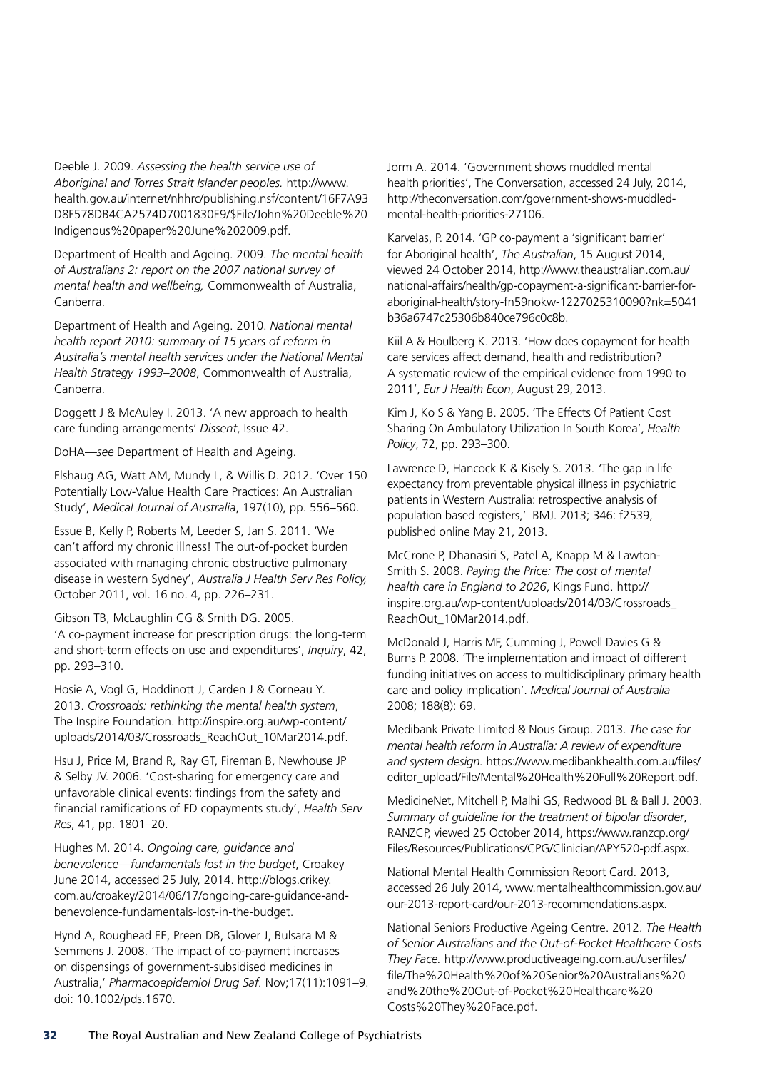Deeble J. 2009. *Assessing the health service use of Aboriginal and Torres Strait Islander peoples.* http://www.health.gov.au/internet/nhhrc/publishing.nsf/content/16F7A93D8F578DB4CA2574D7001830E9/$File/John%20Deeble%20Indigenous%20paper%20June%202009.pdf.

Department of Health and Ageing. 2009. *The mental health of Australians 2: report on the 2007 national survey of mental health and wellbeing,* Commonwealth of Australia, Canberra.

Department of Health and Ageing. 2010. *National mental health report 2010: summary of 15 years of reform in Australia's mental health services under the National Mental Health Strategy 1993–2008*, Commonwealth of Australia, Canberra.

Doggett J & McAuley I. 2013. 'A new approach to health care funding arrangements' *Dissent*, Issue 42.

DoHA—*see* Department of Health and Ageing.

Elshaug AG, Watt AM, Mundy L, & Willis D. 2012. 'Over 150 Potentially Low-Value Health Care Practices: An Australian Study', *Medical Journal of Australia*, 197(10), pp. 556–560.

Essue B, Kelly P, Roberts M, Leeder S, Jan S. 2011. 'We can't afford my chronic illness! The out-of-pocket burden associated with managing chronic obstructive pulmonary disease in western Sydney', *Australia J Health Serv Res Policy,* October 2011, vol. 16 no. 4, pp. 226–231.

Gibson TB, McLaughlin CG & Smith DG. 2005. 'A co-payment increase for prescription drugs: the long-term and short-term effects on use and expenditures', *Inquiry*, 42, pp. 293–310.

Hosie A, Vogl G, Hoddinott J, Carden J & Corneau Y. 2013. *Crossroads: rethinking the mental health system*, The Inspire Foundation. http://inspire.org.au/wp-content/uploads/2014/03/Crossroads_ReachOut_10Mar2014.pdf.

Hsu J, Price M, Brand R, Ray GT, Fireman B, Newhouse JP & Selby JV. 2006. 'Cost-sharing for emergency care and unfavorable clinical events: findings from the safety and financial ramifications of ED copayments study', *Health Serv Res*, 41, pp. 1801–20.

Hughes M. 2014. *Ongoing care, guidance and benevolence—fundamentals lost in the budget*, Croakey June 2014, accessed 25 July, 2014. http://blogs.crikey.com.au/croakey/2014/06/17/ongoing-care-guidance-and-benevolence-fundamentals-lost-in-the-budget.

Hynd A, Roughead EE, Preen DB, Glover J, Bulsara M & Semmens J. 2008. 'The impact of co-payment increases on dispensings of government-subsidised medicines in Australia,' *Pharmacoepidemiol Drug Saf.* Nov;17(11):1091–9. doi: 10.1002/pds.1670.

Jorm A. 2014. 'Government shows muddled mental health priorities', The Conversation, accessed 24 July, 2014, http://theconversation.com/government-shows-muddled-mental-health-priorities-27106.

Karvelas, P. 2014. 'GP co-payment a 'significant barrier' for Aboriginal health', *The Australian*, 15 August 2014, viewed 24 October 2014, http://www.theaustralian.com.au/national-affairs/health/gp-copayment-a-significant-barrier-for-aboriginal-health/story-fn59nokw-1227025310090?nk=5041b36a6747c25306b840ce796c0c8b.

Kiil A & Houlberg K. 2013. 'How does copayment for health care services affect demand, health and redistribution? A systematic review of the empirical evidence from 1990 to 2011', *Eur J Health Econ*, August 29, 2013.

Kim J, Ko S & Yang B. 2005. 'The Effects Of Patient Cost Sharing On Ambulatory Utilization In South Korea', *Health Policy*, 72, pp. 293–300.

Lawrence D, Hancock K & Kisely S. 2013. 'The gap in life expectancy from preventable physical illness in psychiatric patients in Western Australia: retrospective analysis of population based registers,' BMJ. 2013; 346: f2539, published online May 21, 2013.

McCrone P, Dhanasiri S, Patel A, Knapp M & Lawton-Smith S. 2008. *Paying the Price: The cost of mental health care in England to 2026*, Kings Fund. http://inspire.org.au/wp-content/uploads/2014/03/Crossroads_ReachOut_10Mar2014.pdf.

McDonald J, Harris MF, Cumming J, Powell Davies G & Burns P. 2008. 'The implementation and impact of different funding initiatives on access to multidisciplinary primary health care and policy implication'. *Medical Journal of Australia* 2008; 188(8): 69.

Medibank Private Limited & Nous Group. 2013. *The case for mental health reform in Australia: A review of expenditure and system design.* https://www.medibankhealth.com.au/files/editor_upload/File/Mental%20Health%20Full%20Report.pdf.

MedicineNet, Mitchell P, Malhi GS, Redwood BL & Ball J. 2003. *Summary of guideline for the treatment of bipolar disorder*, RANZCP, viewed 25 October 2014, https://www.ranzcp.org/Files/Resources/Publications/CPG/Clinician/APY520-pdf.aspx.

National Mental Health Commission Report Card. 2013, accessed 26 July 2014, www.mentalhealthcommission.gov.au/our-2013-report-card/our-2013-recommendations.aspx.

National Seniors Productive Ageing Centre. 2012. *The Health of Senior Australians and the Out-of-Pocket Healthcare Costs They Face.* http://www.productiveageing.com.au/userfiles/file/The%20Health%20of%20Senior%20Australians%20and%20the%20Out-of-Pocket%20Healthcare%20Costs%20They%20Face.pdf.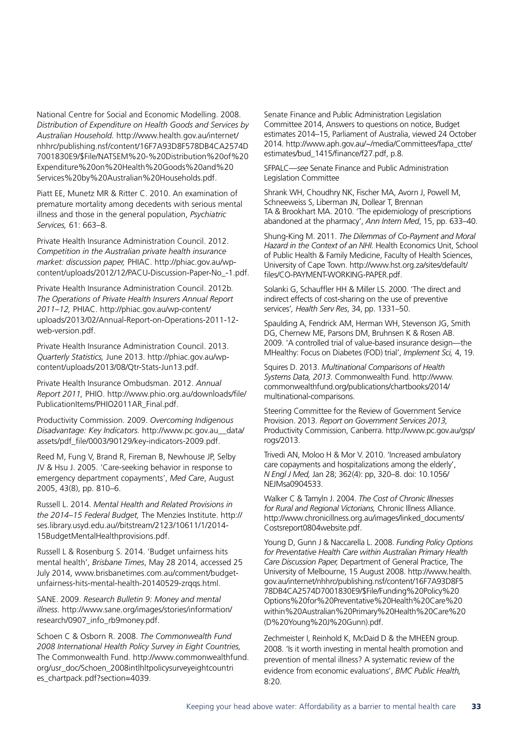National Centre for Social and Economic Modelling. 2008. *Distribution of Expenditure on Health Goods and Services by Australian Household.* http://www.health.gov.au/internet/nhhrc/publishing.nsf/content/16F7A93D8F578DB4CA2574D7001830E9/$File/NATSEM%20-%20Distribution%20of%20Expenditure%20on%20Health%20Goods%20and%20Services%20by%20Australian%20Households.pdf.

Piatt EE, Munetz MR & Ritter C. 2010. An examination of premature mortality among decedents with serious mental illness and those in the general population, *Psychiatric Services,* 61: 663–8.

Private Health Insurance Administration Council. 2012. *Competition in the Australian private health insurance market: discussion paper,* PHIAC. http://phiac.gov.au/wp-content/uploads/2012/12/PACU-Discussion-Paper-No_-1.pdf.

Private Health Insurance Administration Council. 2012b. *The Operations of Private Health Insurers Annual Report 2011–12,* PHIAC. http://phiac.gov.au/wp-content/uploads/2013/02/Annual-Report-on-Operations-2011-12-web-version.pdf.

Private Health Insurance Administration Council. 2013. *Quarterly Statistics,* June 2013. http://phiac.gov.au/wp-content/uploads/2013/08/Qtr-Stats-Jun13.pdf.

Private Health Insurance Ombudsman. 2012. *Annual Report 2011,* PHIO. http://www.phio.org.au/downloads/file/PublicationItems/PHIO2011AR_Final.pdf.

Productivity Commission. 2009. *Overcoming Indigenous Disadvantage: Key Indicators.* http://www.pc.gov.au__data/assets/pdf_file/0003/90129/key-indicators-2009.pdf.

Reed M, Fung V, Brand R, Fireman B, Newhouse JP, Selby JV & Hsu J. 2005. 'Care-seeking behavior in response to emergency department copayments', *Med Care*, August 2005, 43(8), pp. 810–6.

Russell L. 2014. *Mental Health and Related Provisions in the 2014–15 Federal Budget,* The Menzies Institute. http://ses.library.usyd.edu.au//bitstream/2123/10611/1/2014-15BudgetMentalHealthprovisions.pdf.

Russell L & Rosenburg S. 2014. 'Budget unfairness hits mental health', *Brisbane Times*, May 28 2014, accessed 25 July 2014, www.brisbanetimes.com.au/comment/budget-unfairness-hits-mental-health-20140529-zrqqs.html.

SANE. 2009. *Research Bulletin 9: Money and mental illness.* http://www.sane.org/images/stories/information/research/0907_info_rb9money.pdf.

Schoen C & Osborn R. 2008. *The Commonwealth Fund 2008 International Health Policy Survey in Eight Countries,* The Commonwealth Fund. http://www.commonwealthfund.org/usr_doc/Schoen_2008intlhltpolicysurveyeightcountries_chartpack.pdf?section=4039.

Senate Finance and Public Administration Legislation Committee 2014, Answers to questions on notice, Budget estimates 2014–15, Parliament of Australia, viewed 24 October 2014. http://www.aph.gov.au/~/media/Committees/fapa_ctte/estimates/bud_1415/finance/f27.pdf, p.8.

SFPALC—*see* Senate Finance and Public Administration Legislation Committee

Shrank WH, Choudhry NK, Fischer MA, Avorn J, Powell M, Schneeweiss S, Liberman JN, Dollear T, Brennan TA & Brookhart MA. 2010. 'The epidemiology of prescriptions abandoned at the pharmacy', *Ann Intern Med*, 15, pp. 633–40.

Shung-King M. 2011. *The Dilemmas of Co-Payment and Moral Hazard in the Context of an NHI.* Health Economics Unit, School of Public Health & Family Medicine, Faculty of Health Sciences, University of Cape Town. http://www.hst.org.za/sites/default/files/CO-PAYMENT-WORKING-PAPER.pdf.

Solanki G, Schauffler HH & Miller LS. 2000. 'The direct and indirect effects of cost-sharing on the use of preventive services', *Health Serv Res*, 34, pp. 1331–50.

Spaulding A, Fendrick AM, Herman WH, Stevenson JG, Smith DG, Chernew ME, Parsons DM, Bruhnsen K & Rosen AB. 2009. 'A controlled trial of value-based insurance design—the MHealthy: Focus on Diabetes (FOD) trial', *Implement Sci,* 4, 19.

Squires D. 2013. *Multinational Comparisons of Health Systems Data, 2013.* Commonwealth Fund. http://www.commonwealthfund.org/publications/chartbooks/2014/multinational-comparisons.

Steering Committee for the Review of Government Service Provision. 2013. *Report on Government Services 2013,* Productivity Commission, Canberra. http://www.pc.gov.au/gsp/rogs/2013.

Trivedi AN, Moloo H & Mor V. 2010. 'Increased ambulatory care copayments and hospitalizations among the elderly', *N Engl J Med,* Jan 28; 362(4): pp, 320–8. doi: 10.1056/NEJMsa0904533.

Walker C & Tamyln J. 2004. *The Cost of Chronic Illnesses for Rural and Regional Victorians,* Chronic Illness Alliance. http://www.chronicillness.org.au/images/linked_documents/Costsreport0804website.pdf.

Young D, Gunn J & Naccarella L. 2008. *Funding Policy Options for Preventative Health Care within Australian Primary Health Care Discussion Paper,* Department of General Practice, The University of Melbourne, 15 August 2008. http://www.health.gov.au/internet/nhhrc/publishing.nsf/content/16F7A93D8F578DB4CA2574D7001830E9/$File/Funding%20Policy%20Options%20for%20Preventative%20Health%20Care%20within%20Australian%20Primary%20Health%20Care%20(D%20Young%20J%20Gunn).pdf.

Zechmeister I, Reinhold K, McDaid D & the MHEEN group. 2008. 'Is it worth investing in mental health promotion and prevention of mental illness? A systematic review of the evidence from economic evaluations', *BMC Public Health,* 8:20.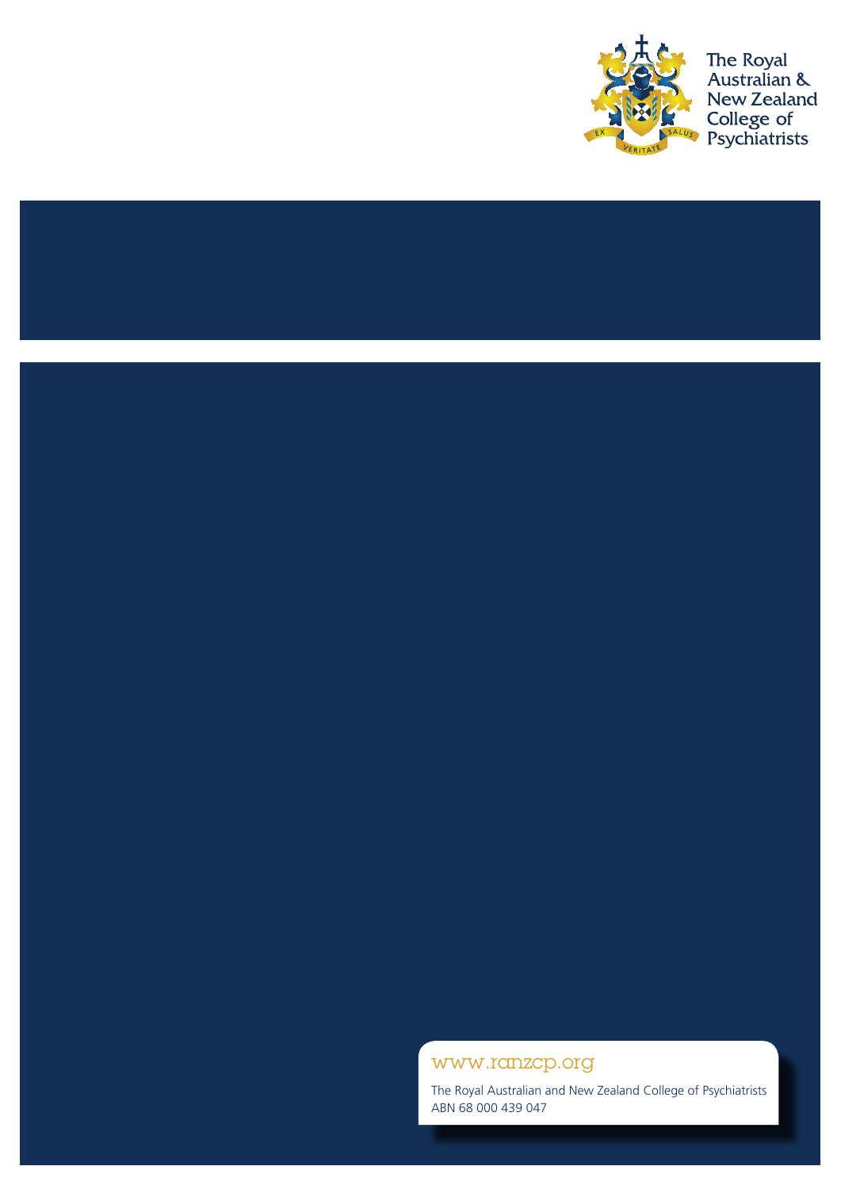The Royal Australian & New Zealand College of Psychiatrists

EX VERITATE SALUS

www.ranzcp.org

The Royal Australian and New Zealand College of Psychiatrists
ABN 68 000 439 047